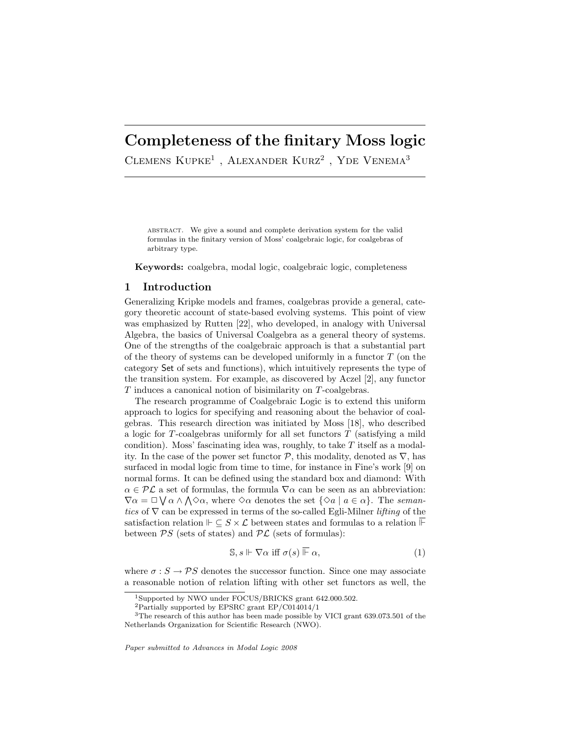# Completeness of the finitary Moss logic

Clemens Kupke[1], Alexander Kurz[2], Yde Venema[3]

ABSTRACT. We give a sound and complete derivation system for the valid formulas in the finitary version of Moss' coalgebraic logic, for coalgebras of arbitrary type.

**Keywords:** coalgebra, modal logic, coalgebraic logic, completeness

## 1 Introduction

Generalizing Kripke models and frames, coalgebras provide a general, category theoretic account of state-based evolving systems. This point of view was emphasized by Rutten [22], who developed, in analogy with Universal Algebra, the basics of Universal Coalgebra as a general theory of systems. One of the strengths of the coalgebraic approach is that a substantial part of the theory of systems can be developed uniformly in a functor $T$ (on the category $\mathsf{Set}$ of sets and functions), which intuitively represents the type of the transition system. For example, as discovered by Aczel [2], any functor $T$ induces a canonical notion of bisimilarity on $T$-coalgebras.

The research programme of Coalgebraic Logic is to extend this uniform approach to logics for specifying and reasoning about the behavior of coalgebras. This research direction was initiated by Moss [18], who described a logic for $T$-coalgebras uniformly for all set functors $T$ (satisfying a mild condition). Moss' fascinating idea was, roughly, to take $T$ itself as a modality. In the case of the power set functor $\mathcal{P}$, this modality, denoted as $\nabla$, has surfaced in modal logic from time to time, for instance in Fine's work [9] on normal forms. It can be defined using the standard box and diamond: With $\alpha \in \mathcal{P}\mathcal{L}$ a set of formulas, the formula $\nabla\alpha$ can be seen as an abbreviation: $\nabla\alpha = \Box \bigvee \alpha \wedge \bigwedge \Diamond\alpha$, where $\Diamond\alpha$ denotes the set $\{\Diamond a \mid a \in \alpha\}$. The *semantics* of $\nabla$ can be expressed in terms of the so-called Egli-Milner *lifting* of the satisfaction relation $\Vdash \subseteq S \times \mathcal{L}$ between states and formulas to a relation $\overline{\Vdash}$ between $\mathcal{P}S$ (sets of states) and $\mathcal{P}\mathcal{L}$ (sets of formulas):

$$\mathbb{S}, s \Vdash \nabla\alpha \text{ iff } \sigma(s) \mathrel{\overline{\Vdash}} \alpha, \tag{1}$$

where $\sigma : S \to \mathcal{P}S$ denotes the successor function. Since one may associate a reasonable notion of relation lifting with other set functors as well, the

[1] Supported by NWO under FOCUS/BRICKS grant 642.000.502.

[2] Partially supported by EPSRC grant EP/C014014/1

[3] The research of this author has been made possible by VICI grant 639.073.501 of the Netherlands Organization for Scientific Research (NWO).

*Paper submitted to Advances in Modal Logic 2008*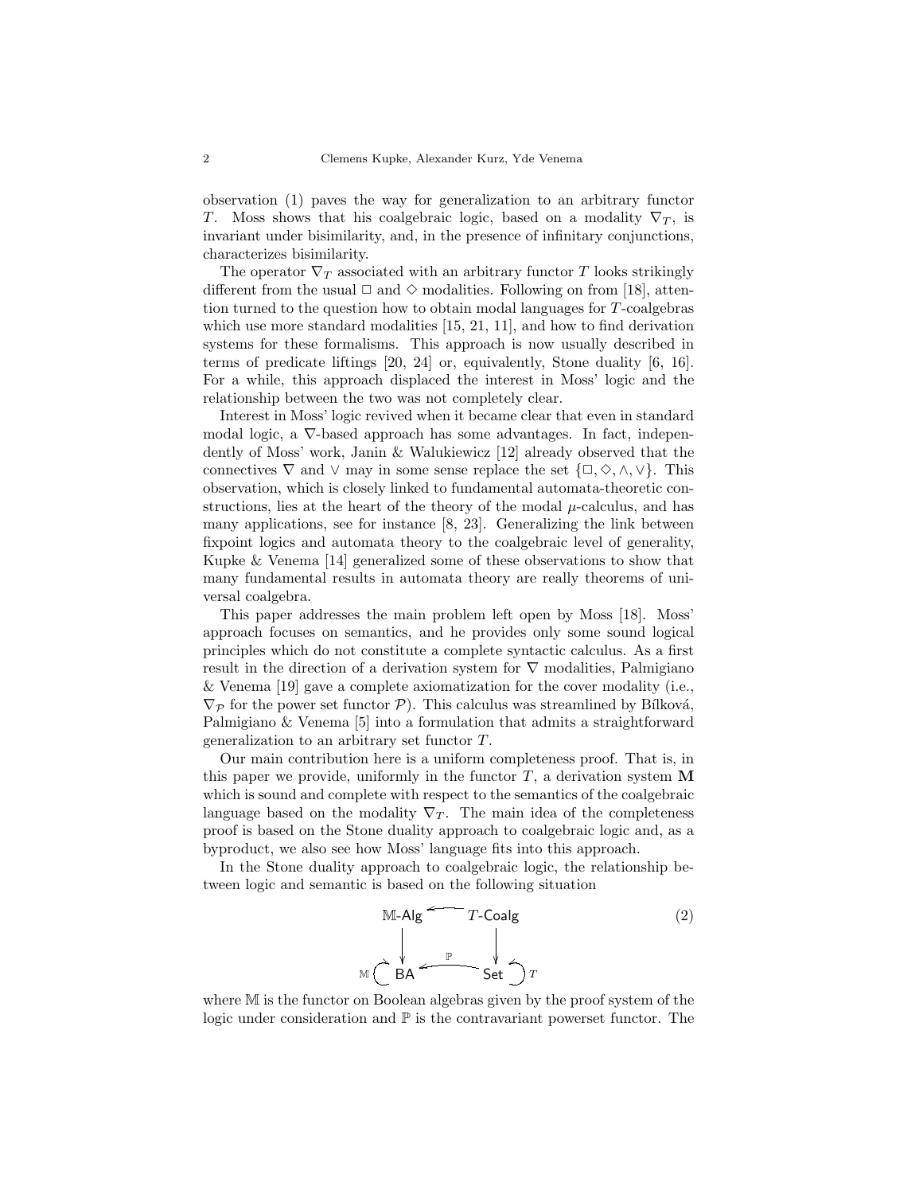observation (1) paves the way for generalization to an arbitrary functor $T$. Moss shows that his coalgebraic logic, based on a modality $\nabla_T$, is invariant under bisimilarity, and, in the presence of infinitary conjunctions, characterizes bisimilarity.

The operator $\nabla_T$ associated with an arbitrary functor $T$ looks strikingly different from the usual $\Box$ and $\Diamond$ modalities. Following on from [18], attention turned to the question how to obtain modal languages for $T$-coalgebras which use more standard modalities [15, 21, 11], and how to find derivation systems for these formalisms. This approach is now usually described in terms of predicate liftings [20, 24] or, equivalently, Stone duality [6, 16]. For a while, this approach displaced the interest in Moss' logic and the relationship between the two was not completely clear.

Interest in Moss' logic revived when it became clear that even in standard modal logic, a $\nabla$-based approach has some advantages. In fact, independently of Moss' work, Janin & Walukiewicz [12] already observed that the connectives $\nabla$ and $\vee$ may in some sense replace the set $\{\Box, \Diamond, \wedge, \vee\}$. This observation, which is closely linked to fundamental automata-theoretic constructions, lies at the heart of the theory of the modal $\mu$-calculus, and has many applications, see for instance [8, 23]. Generalizing the link between fixpoint logics and automata theory to the coalgebraic level of generality, Kupke & Venema [14] generalized some of these observations to show that many fundamental results in automata theory are really theorems of universal coalgebra.

This paper addresses the main problem left open by Moss [18]. Moss' approach focuses on semantics, and he provides only some sound logical principles which do not constitute a complete syntactic calculus. As a first result in the direction of a derivation system for $\nabla$ modalities, Palmigiano & Venema [19] gave a complete axiomatization for the cover modality (i.e., $\nabla_{\mathcal{P}}$ for the power set functor $\mathcal{P}$). This calculus was streamlined by Bílková, Palmigiano & Venema [5] into a formulation that admits a straightforward generalization to an arbitrary set functor $T$.

Our main contribution here is a uniform completeness proof. That is, in this paper we provide, uniformly in the functor $T$, a derivation system $\mathbf{M}$ which is sound and complete with respect to the semantics of the coalgebraic language based on the modality $\nabla_T$. The main idea of the completeness proof is based on the Stone duality approach to coalgebraic logic and, as a byproduct, we also see how Moss' language fits into this approach.

In the Stone duality approach to coalgebraic logic, the relationship between logic and semantic is based on the following situation

$$
\begin{array}{ccc}
\mathbb{M}\text{-}\mathsf{Alg} & \longleftarrow & T\text{-}\mathsf{Coalg} \\
\downarrow & & \downarrow \\
\mathbb{M} \circlearrowleft \mathsf{BA} & \xleftarrow{\ \mathbb{P}\ } & \mathsf{Set} \circlearrowright T
\end{array}
\qquad (2)
$$

where $\mathbb{M}$ is the functor on Boolean algebras given by the proof system of the logic under consideration and $\mathbb{P}$ is the contravariant powerset functor. The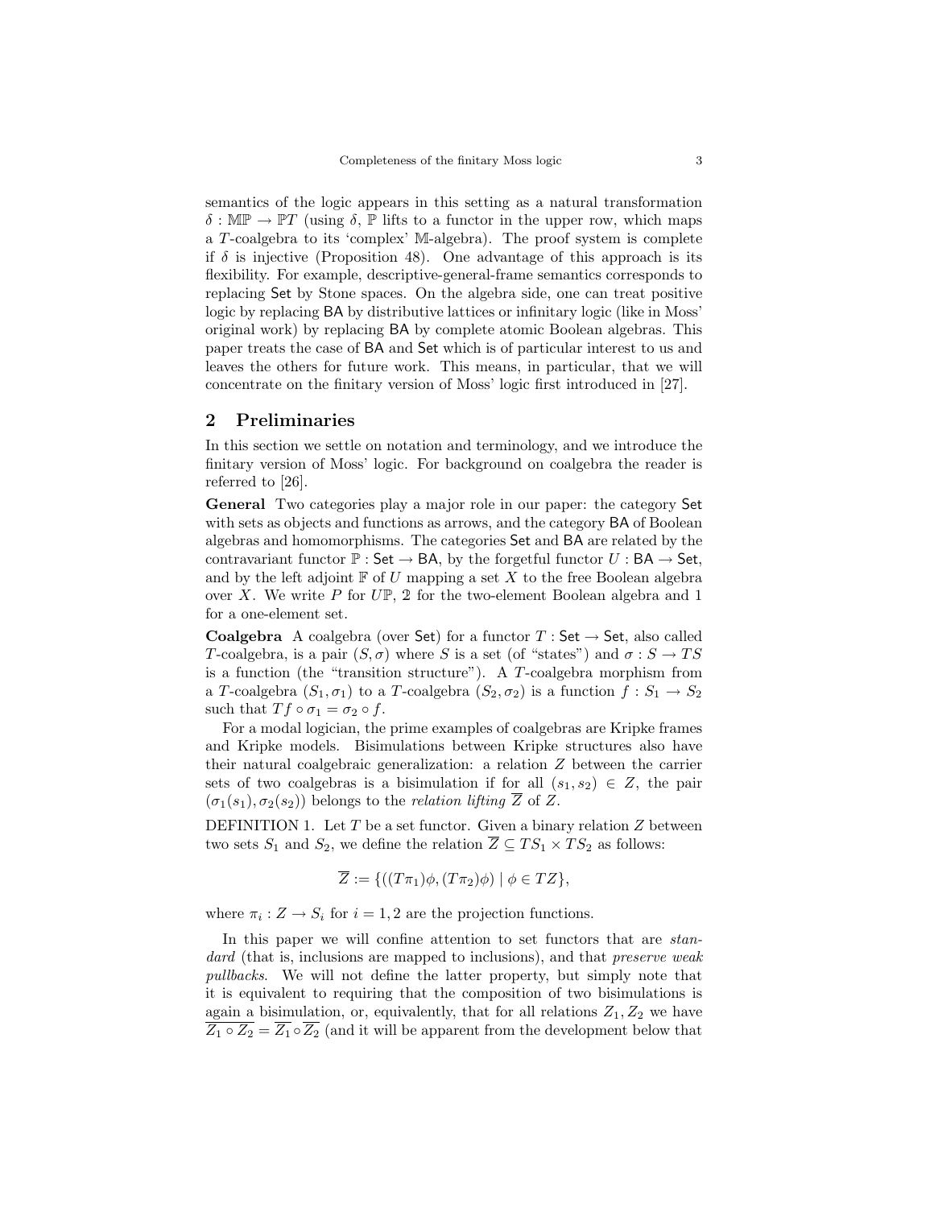semantics of the logic appears in this setting as a natural transformation $\delta : \mathbb{MP} \to \mathbb{P}T$ (using $\delta$, $\mathbb{P}$ lifts to a functor in the upper row, which maps a $T$-coalgebra to its 'complex' $\mathbb{M}$-algebra). The proof system is complete if $\delta$ is injective (Proposition 48). One advantage of this approach is its flexibility. For example, descriptive-general-frame semantics corresponds to replacing $\mathsf{Set}$ by Stone spaces. On the algebra side, one can treat positive logic by replacing $\mathsf{BA}$ by distributive lattices or infinitary logic (like in Moss' original work) by replacing $\mathsf{BA}$ by complete atomic Boolean algebras. This paper treats the case of $\mathsf{BA}$ and $\mathsf{Set}$ which is of particular interest to us and leaves the others for future work. This means, in particular, that we will concentrate on the finitary version of Moss' logic first introduced in [27].

## 2 Preliminaries

In this section we settle on notation and terminology, and we introduce the finitary version of Moss' logic. For background on coalgebra the reader is referred to [26].

**General** Two categories play a major role in our paper: the category $\mathsf{Set}$ with sets as objects and functions as arrows, and the category $\mathsf{BA}$ of Boolean algebras and homomorphisms. The categories $\mathsf{Set}$ and $\mathsf{BA}$ are related by the contravariant functor $\mathbb{P} : \mathsf{Set} \to \mathsf{BA}$, by the forgetful functor $U : \mathsf{BA} \to \mathsf{Set}$, and by the left adjoint $\mathbb{F}$ of $U$ mapping a set $X$ to the free Boolean algebra over $X$. We write $P$ for $U\mathbb{P}$, $\mathbb{2}$ for the two-element Boolean algebra and 1 for a one-element set.

**Coalgebra** A coalgebra (over $\mathsf{Set}$) for a functor $T : \mathsf{Set} \to \mathsf{Set}$, also called $T$-coalgebra, is a pair $(S, \sigma)$ where $S$ is a set (of "states") and $\sigma : S \to TS$ is a function (the "transition structure"). A $T$-coalgebra morphism from a $T$-coalgebra $(S_1, \sigma_1)$ to a $T$-coalgebra $(S_2, \sigma_2)$ is a function $f : S_1 \to S_2$ such that $Tf \circ \sigma_1 = \sigma_2 \circ f$.

For a modal logician, the prime examples of coalgebras are Kripke frames and Kripke models. Bisimulations between Kripke structures also have their natural coalgebraic generalization: a relation $Z$ between the carrier sets of two coalgebras is a bisimulation if for all $(s_1, s_2) \in Z$, the pair $(\sigma_1(s_1), \sigma_2(s_2))$ belongs to the *relation lifting* $\overline{Z}$ of $Z$.

DEFINITION 1. Let $T$ be a set functor. Given a binary relation $Z$ between two sets $S_1$ and $S_2$, we define the relation $\overline{Z} \subseteq TS_1 \times TS_2$ as follows:

$$\overline{Z} := \{((T\pi_1)\phi, (T\pi_2)\phi) \mid \phi \in TZ\},$$

where $\pi_i : Z \to S_i$ for $i = 1, 2$ are the projection functions.

In this paper we will confine attention to set functors that are *standard* (that is, inclusions are mapped to inclusions), and that *preserve weak pullbacks*. We will not define the latter property, but simply note that it is equivalent to requiring that the composition of two bisimulations is again a bisimulation, or, equivalently, that for all relations $Z_1, Z_2$ we have $\overline{Z_1 \circ Z_2} = \overline{Z_1} \circ \overline{Z_2}$ (and it will be apparent from the development below that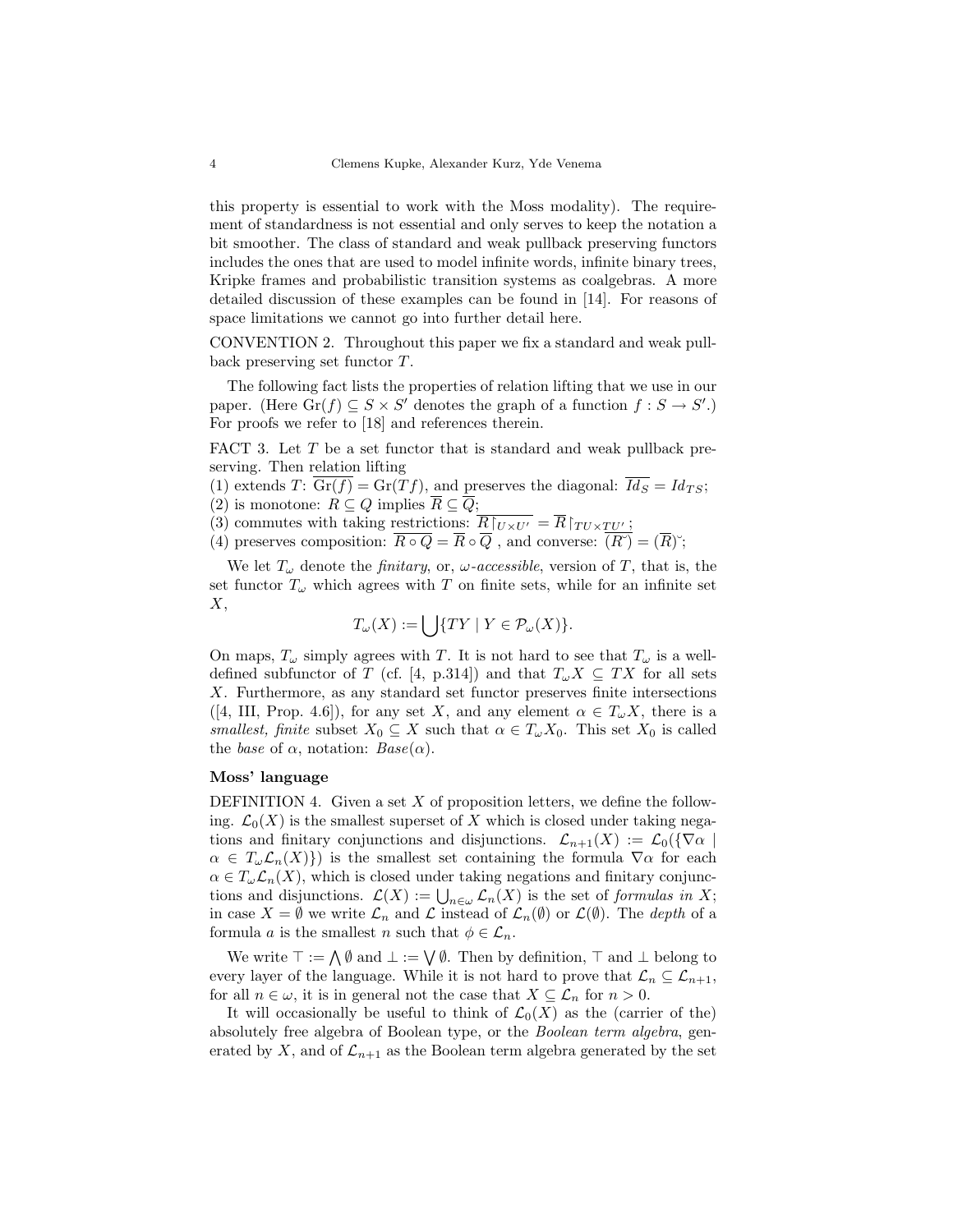this property is essential to work with the Moss modality). The requirement of standardness is not essential and only serves to keep the notation a bit smoother. The class of standard and weak pullback preserving functors includes the ones that are used to model infinite words, infinite binary trees, Kripke frames and probabilistic transition systems as coalgebras. A more detailed discussion of these examples can be found in [14]. For reasons of space limitations we cannot go into further detail here.

CONVENTION 2. Throughout this paper we fix a standard and weak pullback preserving set functor $T$.

The following fact lists the properties of relation lifting that we use in our paper. (Here $\mathrm{Gr}(f) \subseteq S \times S'$ denotes the graph of a function $f : S \to S'$.) For proofs we refer to [18] and references therein.

FACT 3. Let $T$ be a set functor that is standard and weak pullback preserving. Then relation lifting
(1) extends $T$: $\overline{\mathrm{Gr}(f)} = \mathrm{Gr}(Tf)$, and preserves the diagonal: $\overline{Id_S} = Id_{TS}$;
(2) is monotone: $R \subseteq Q$ implies $\overline{R} \subseteq \overline{Q}$;
(3) commutes with taking restrictions: $\overline{R\restriction_{U \times U'}} = \overline{R}\restriction_{TU \times TU'}$;
(4) preserves composition: $\overline{R \circ Q} = \overline{R} \circ \overline{Q}$ , and converse: $\overline{(R^{\smile})} = (\overline{R})^{\smile}$;

We let $T_\omega$ denote the *finitary*, or, $\omega$*-accessible*, version of $T$, that is, the set functor $T_\omega$ which agrees with $T$ on finite sets, while for an infinite set $X$,

$$T_\omega(X) := \bigcup\{TY \mid Y \in \mathcal{P}_\omega(X)\}.$$

On maps, $T_\omega$ simply agrees with $T$. It is not hard to see that $T_\omega$ is a well-defined subfunctor of $T$ (cf. [4, p.314]) and that $T_\omega X \subseteq TX$ for all sets $X$. Furthermore, as any standard set functor preserves finite intersections ([4, III, Prop. 4.6]), for any set $X$, and any element $\alpha \in T_\omega X$, there is a *smallest, finite* subset $X_0 \subseteq X$ such that $\alpha \in T_\omega X_0$. This set $X_0$ is called the *base* of $\alpha$, notation: $Base(\alpha)$.

**Moss' language**

DEFINITION 4. Given a set $X$ of proposition letters, we define the following. $\mathcal{L}_0(X)$ is the smallest superset of $X$ which is closed under taking negations and finitary conjunctions and disjunctions. $\mathcal{L}_{n+1}(X) := \mathcal{L}_0(\{\nabla\alpha \mid \alpha \in T_\omega\mathcal{L}_n(X)\})$ is the smallest set containing the formula $\nabla\alpha$ for each $\alpha \in T_\omega\mathcal{L}_n(X)$, which is closed under taking negations and finitary conjunctions and disjunctions. $\mathcal{L}(X) := \bigcup_{n\in\omega}\mathcal{L}_n(X)$ is the set of *formulas in* $X$; in case $X = \emptyset$ we write $\mathcal{L}_n$ and $\mathcal{L}$ instead of $\mathcal{L}_n(\emptyset)$ or $\mathcal{L}(\emptyset)$. The *depth* of a formula $a$ is the smallest $n$ such that $\phi \in \mathcal{L}_n$.

We write $\top := \bigwedge\emptyset$ and $\bot := \bigvee\emptyset$. Then by definition, $\top$ and $\bot$ belong to every layer of the language. While it is not hard to prove that $\mathcal{L}_n \subseteq \mathcal{L}_{n+1}$, for all $n \in \omega$, it is in general not the case that $X \subseteq \mathcal{L}_n$ for $n > 0$.

It will occasionally be useful to think of $\mathcal{L}_0(X)$ as the (carrier of the) absolutely free algebra of Boolean type, or the *Boolean term algebra*, generated by $X$, and of $\mathcal{L}_{n+1}$ as the Boolean term algebra generated by the set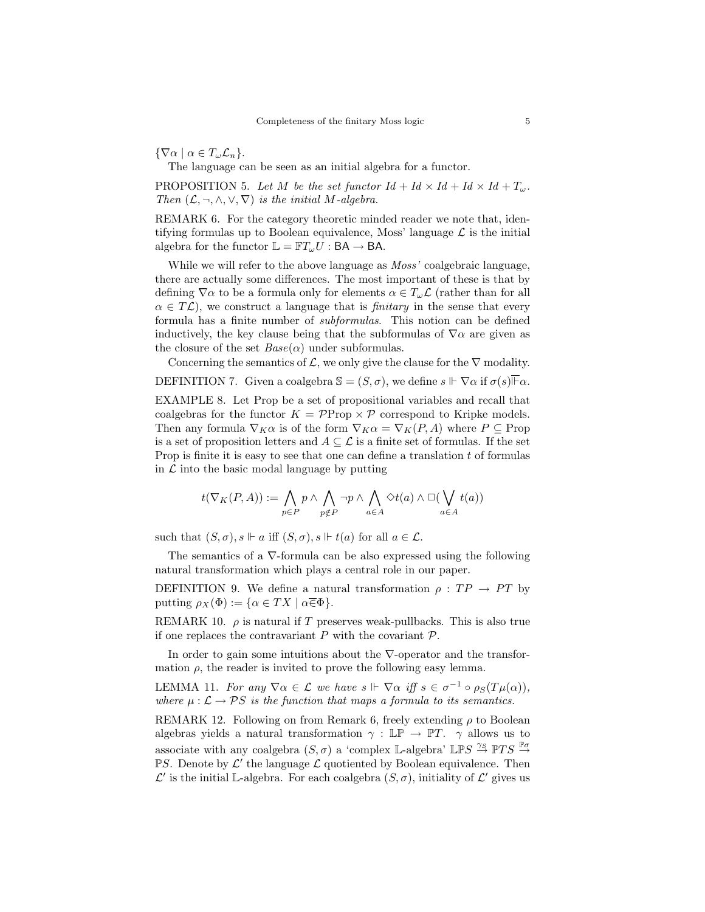$\{\nabla\alpha \mid \alpha \in T_\omega\mathcal{L}_n\}$.

The language can be seen as an initial algebra for a functor.

PROPOSITION 5. *Let $M$ be the set functor $Id + Id \times Id + Id \times Id + T_\omega$. Then $(\mathcal{L}, \neg, \wedge, \vee, \nabla)$ is the initial $M$-algebra.*

REMARK 6. For the category theoretic minded reader we note that, identifying formulas up to Boolean equivalence, Moss' language $\mathcal{L}$ is the initial algebra for the functor $\mathbb{L} = \mathbb{F}T_\omega U : \mathsf{BA} \to \mathsf{BA}$.

While we will refer to the above language as *Moss'* coalgebraic language, there are actually some differences. The most important of these is that by defining $\nabla\alpha$ to be a formula only for elements $\alpha \in T_\omega\mathcal{L}$ (rather than for all $\alpha \in T\mathcal{L}$), we construct a language that is *finitary* in the sense that every formula has a finite number of *subformulas*. This notion can be defined inductively, the key clause being that the subformulas of $\nabla\alpha$ are given as the closure of the set $Base(\alpha)$ under subformulas.

Concerning the semantics of $\mathcal{L}$, we only give the clause for the $\nabla$ modality.

DEFINITION 7. Given a coalgebra $\mathbb{S} = (S, \sigma)$, we define $s \Vdash \nabla\alpha$ if $\sigma(s)\overline{\Vdash}\alpha$.

EXAMPLE 8. Let Prop be a set of propositional variables and recall that coalgebras for the functor $K = \mathcal{P}\text{Prop} \times \mathcal{P}$ correspond to Kripke models. Then any formula $\nabla_K\alpha$ is of the form $\nabla_K\alpha = \nabla_K(P, A)$ where $P \subseteq \text{Prop}$ is a set of proposition letters and $A \subseteq \mathcal{L}$ is a finite set of formulas. If the set Prop is finite it is easy to see that one can define a translation $t$ of formulas in $\mathcal{L}$ into the basic modal language by putting

$$t(\nabla_K(P, A)) := \bigwedge_{p \in P} p \wedge \bigwedge_{p \notin P} \neg p \wedge \bigwedge_{a \in A} \Diamond t(a) \wedge \Box(\bigvee_{a \in A} t(a))$$

such that $(S, \sigma), s \Vdash a$ iff $(S, \sigma), s \Vdash t(a)$ for all $a \in \mathcal{L}$.

The semantics of a $\nabla$-formula can be also expressed using the following natural transformation which plays a central role in our paper.

DEFINITION 9. We define a natural transformation $\rho : TP \to PT$ by putting $\rho_X(\Phi) := \{\alpha \in TX \mid \alpha\overline{\in}\Phi\}$.

REMARK 10. $\rho$ is natural if $T$ preserves weak-pullbacks. This is also true if one replaces the contravariant $P$ with the covariant $\mathcal{P}$.

In order to gain some intuitions about the $\nabla$-operator and the transformation $\rho$, the reader is invited to prove the following easy lemma.

LEMMA 11. *For any $\nabla\alpha \in \mathcal{L}$ we have $s \Vdash \nabla\alpha$ iff $s \in \sigma^{-1} \circ \rho_S(T\mu(\alpha))$, where $\mu : \mathcal{L} \to \mathcal{P}S$ is the function that maps a formula to its semantics.*

REMARK 12. Following on from Remark 6, freely extending $\rho$ to Boolean algebras yields a natural transformation $\gamma : \mathbb{LP} \to \mathbb{P}T$. $\gamma$ allows us to associate with any coalgebra $(S, \sigma)$ a 'complex $\mathbb{L}$-algebra' $\mathbb{LP}S \overset{\gamma_S}{\to} \mathbb{P}TS \overset{\mathbb{P}\sigma}{\to} \mathbb{P}S$. Denote by $\mathcal{L}'$ the language $\mathcal{L}$ quotiented by Boolean equivalence. Then $\mathcal{L}'$ is the initial $\mathbb{L}$-algebra. For each coalgebra $(S, \sigma)$, initiality of $\mathcal{L}'$ gives us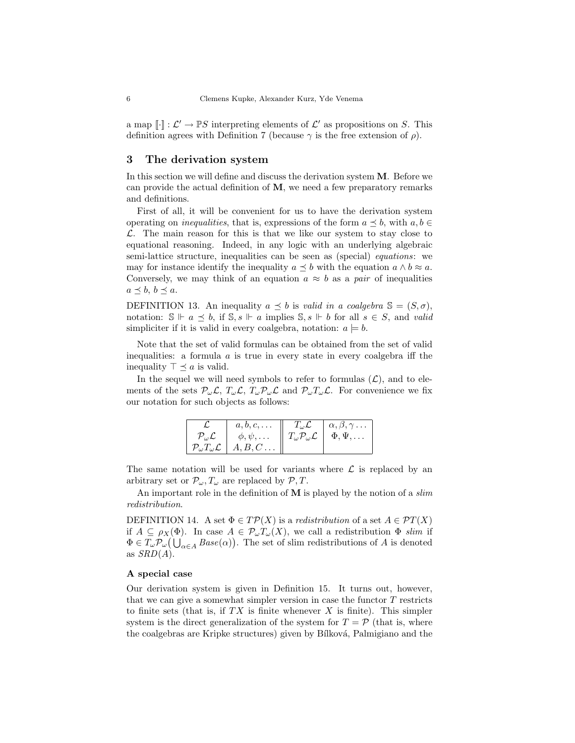a map $[\![\cdot]\!] : \mathcal{L}' \to \mathbb{P}S$ interpreting elements of $\mathcal{L}'$ as propositions on $S$. This definition agrees with Definition 7 (because $\gamma$ is the free extension of $\rho$).

## 3 The derivation system

In this section we will define and discuss the derivation system **M**. Before we can provide the actual definition of **M**, we need a few preparatory remarks and definitions.

First of all, it will be convenient for us to have the derivation system operating on *inequalities*, that is, expressions of the form $a \preceq b$, with $a, b \in \mathcal{L}$. The main reason for this is that we like our system to stay close to equational reasoning. Indeed, in any logic with an underlying algebraic semi-lattice structure, inequalities can be seen as (special) *equations*: we may for instance identify the inequality $a \preceq b$ with the equation $a \wedge b \approx a$. Conversely, we may think of an equation $a \approx b$ as a *pair* of inequalities $a \preceq b$, $b \preceq a$.

DEFINITION 13. An inequality $a \preceq b$ is *valid in a coalgebra* $\mathbb{S} = (S, \sigma)$, notation: $\mathbb{S} \Vdash a \preceq b$, if $\mathbb{S}, s \Vdash a$ implies $\mathbb{S}, s \Vdash b$ for all $s \in S$, and *valid* simpliciter if it is valid in every coalgebra, notation: $a \models b$.

Note that the set of valid formulas can be obtained from the set of valid inequalities: a formula $a$ is true in every state in every coalgebra iff the inequality $\top \preceq a$ is valid.

In the sequel we will need symbols to refer to formulas ($\mathcal{L}$), and to elements of the sets $\mathcal{P}_\omega\mathcal{L}$, $T_\omega\mathcal{L}$, $T_\omega\mathcal{P}_\omega\mathcal{L}$ and $\mathcal{P}_\omega T_\omega\mathcal{L}$. For convenience we fix our notation for such objects as follows:

| | | | |
|---|---|---|---|
| $\mathcal{L}$ | $a, b, c, \dots$ | $T_\omega\mathcal{L}$ | $\alpha, \beta, \gamma \dots$ |
| $\mathcal{P}_\omega\mathcal{L}$ | $\phi, \psi, \dots$ | $T_\omega\mathcal{P}_\omega\mathcal{L}$ | $\Phi, \Psi, \dots$ |
| $\mathcal{P}_\omega T_\omega\mathcal{L}$ | $A, B, C \dots$ | | |

The same notation will be used for variants where $\mathcal{L}$ is replaced by an arbitrary set or $\mathcal{P}_\omega, T_\omega$ are replaced by $\mathcal{P}, T$.

An important role in the definition of **M** is played by the notion of a *slim redistribution*.

DEFINITION 14. A set $\Phi \in T\mathcal{P}(X)$ is a *redistribution* of a set $A \in \mathcal{P}T(X)$ if $A \subseteq \rho_X(\Phi)$. In case $A \in \mathcal{P}_\omega T_\omega(X)$, we call a redistribution $\Phi$ *slim* if $\Phi \in T_\omega\mathcal{P}_\omega\big(\bigcup_{\alpha \in A} Base(\alpha)\big)$. The set of slim redistributions of $A$ is denoted as $SRD(A)$.

### A special case

Our derivation system is given in Definition 15. It turns out, however, that we can give a somewhat simpler version in case the functor $T$ restricts to finite sets (that is, if $TX$ is finite whenever $X$ is finite). This simpler system is the direct generalization of the system for $T = \mathcal{P}$ (that is, where the coalgebras are Kripke structures) given by Bílková, Palmigiano and the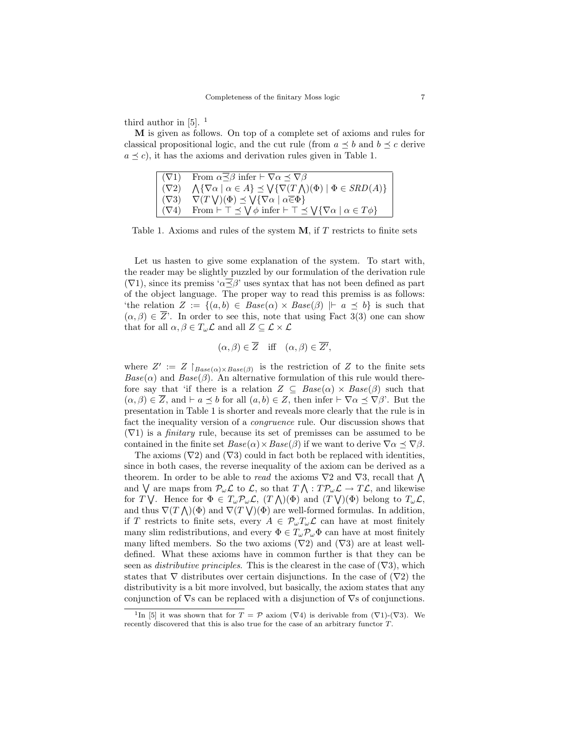third author in [5]. [1]

**M** is given as follows. On top of a complete set of axioms and rules for classical propositional logic, and the cut rule (from $a \preceq b$ and $b \preceq c$ derive $a \preceq c$), it has the axioms and derivation rules given in Table 1.

| | |
|---|---|
| ($\nabla$1) | From $\alpha\overline{\preceq}\beta$ infer $\vdash \nabla\alpha \preceq \nabla\beta$ |
| ($\nabla$2) | $\bigwedge\{\nabla\alpha \mid \alpha \in A\} \preceq \bigvee\{\nabla(T\bigwedge)(\Phi) \mid \Phi \in SRD(A)\}$ |
| ($\nabla$3) | $\nabla(T\bigvee)(\Phi) \preceq \bigvee\{\nabla\alpha \mid \alpha\overline{\in}\Phi\}$ |
| ($\nabla$4) | From $\vdash \top \preceq \bigvee\phi$ infer $\vdash \top \preceq \bigvee\{\nabla\alpha \mid \alpha \in T\phi\}$ |

Table 1. Axioms and rules of the system **M**, if $T$ restricts to finite sets

Let us hasten to give some explanation of the system. To start with, the reader may be slightly puzzled by our formulation of the derivation rule ($\nabla$1), since its premiss '$\alpha\overline{\preceq}\beta$' uses syntax that has not been defined as part of the object language. The proper way to read this premiss is as follows: 'the relation $Z := \{(a,b) \in Base(\alpha) \times Base(\beta) \mid\vdash a \preceq b\}$ is such that $(\alpha,\beta) \in \overline{Z}$'. In order to see this, note that using Fact 3(3) one can show that for all $\alpha,\beta \in T_\omega\mathcal{L}$ and all $Z \subseteq \mathcal{L} \times \mathcal{L}$

$$(\alpha,\beta) \in \overline{Z} \quad \text{iff} \quad (\alpha,\beta) \in \overline{Z'},$$

where $Z' := Z\restriction_{Base(\alpha)\times Base(\beta)}$ is the restriction of $Z$ to the finite sets $Base(\alpha)$ and $Base(\beta)$. An alternative formulation of this rule would therefore say that 'if there is a relation $Z \subseteq Base(\alpha) \times Base(\beta)$ such that $(\alpha,\beta) \in \overline{Z}$, and $\vdash a \preceq b$ for all $(a,b) \in Z$, then infer $\vdash \nabla\alpha \preceq \nabla\beta$'. But the presentation in Table 1 is shorter and reveals more clearly that the rule is in fact the inequality version of a *congruence* rule. Our discussion shows that ($\nabla$1) is a *finitary* rule, because its set of premisses can be assumed to be contained in the finite set $Base(\alpha) \times Base(\beta)$ if we want to derive $\nabla\alpha \preceq \nabla\beta$.

The axioms ($\nabla$2) and ($\nabla$3) could in fact both be replaced with identities, since in both cases, the reverse inequality of the axiom can be derived as a theorem. In order to be able to *read* the axioms $\nabla$2 and $\nabla$3, recall that $\bigwedge$ and $\bigvee$ are maps from $\mathcal{P}_\omega\mathcal{L}$ to $\mathcal{L}$, so that $T\bigwedge : T\mathcal{P}_\omega\mathcal{L} \to T\mathcal{L}$, and likewise for $T\bigvee$. Hence for $\Phi \in T_\omega\mathcal{P}_\omega\mathcal{L}$, $(T\bigwedge)(\Phi)$ and $(T\bigvee)(\Phi)$ belong to $T_\omega\mathcal{L}$, and thus $\nabla(T\bigwedge)(\Phi)$ and $\nabla(T\bigvee)(\Phi)$ are well-formed formulas. In addition, if $T$ restricts to finite sets, every $A \in \mathcal{P}_\omega T_\omega\mathcal{L}$ can have at most finitely many slim redistributions, and every $\Phi \in T_\omega\mathcal{P}_\omega\Phi$ can have at most finitely many lifted members. So the two axioms ($\nabla$2) and ($\nabla$3) are at least well-defined. What these axioms have in common further is that they can be seen as *distributive principles*. This is the clearest in the case of ($\nabla$3), which states that $\nabla$ distributes over certain disjunctions. In the case of ($\nabla$2) the distributivity is a bit more involved, but basically, the axiom states that any conjunction of $\nabla$s can be replaced with a disjunction of $\nabla$s of conjunctions.

[1] In [5] it was shown that for $T = \mathcal{P}$ axiom ($\nabla$4) is derivable from ($\nabla$1)-($\nabla$3). We recently discovered that this is also true for the case of an arbitrary functor $T$.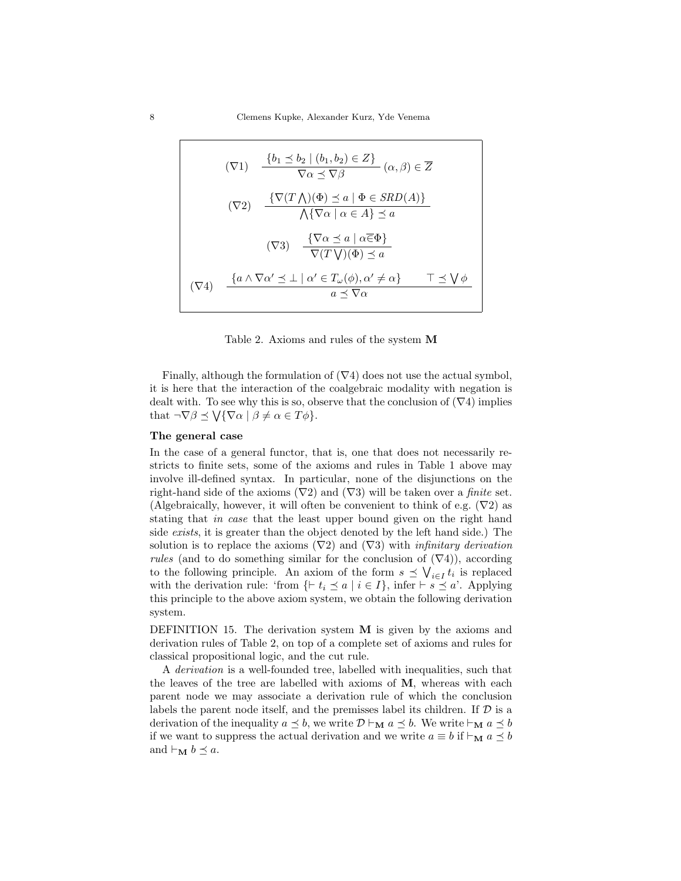$$(\nabla 1) \quad \frac{\{b_1 \preceq b_2 \mid (b_1, b_2) \in Z\}}{\nabla \alpha \preceq \nabla \beta} \; (\alpha, \beta) \in \overline{Z}$$

$$(\nabla 2) \quad \frac{\{\nabla (T \bigwedge)(\Phi) \preceq a \mid \Phi \in SRD(A)\}}{\bigwedge \{\nabla \alpha \mid \alpha \in A\} \preceq a}$$

$$(\nabla 3) \quad \frac{\{\nabla \alpha \preceq a \mid \alpha \overline{\in} \Phi\}}{\nabla (T \bigvee)(\Phi) \preceq a}$$

$$(\nabla 4) \quad \frac{\{a \wedge \nabla \alpha' \preceq \bot \mid \alpha' \in T_\omega(\phi), \alpha' \neq \alpha\} \qquad \top \preceq \bigvee \phi}{a \preceq \nabla \alpha}$$

Table 2. Axioms and rules of the system **M**

Finally, although the formulation of $(\nabla 4)$ does not use the actual symbol, it is here that the interaction of the coalgebraic modality with negation is dealt with. To see why this is so, observe that the conclusion of $(\nabla 4)$ implies that $\neg \nabla \beta \preceq \bigvee \{\nabla \alpha \mid \beta \neq \alpha \in T\phi\}$.

**The general case**

In the case of a general functor, that is, one that does not necessarily restricts to finite sets, some of the axioms and rules in Table 1 above may involve ill-defined syntax. In particular, none of the disjunctions on the right-hand side of the axioms $(\nabla 2)$ and $(\nabla 3)$ will be taken over a *finite* set. (Algebraically, however, it will often be convenient to think of e.g. $(\nabla 2)$ as stating that *in case* that the least upper bound given on the right hand side *exists*, it is greater than the object denoted by the left hand side.) The solution is to replace the axioms $(\nabla 2)$ and $(\nabla 3)$ with *infinitary derivation rules* (and to do something similar for the conclusion of $(\nabla 4)$), according to the following principle. An axiom of the form $s \preceq \bigvee_{i \in I} t_i$ is replaced with the derivation rule: 'from $\{\vdash t_i \preceq a \mid i \in I\}$, infer $\vdash s \preceq a$'. Applying this principle to the above axiom system, we obtain the following derivation system.

DEFINITION 15. The derivation system **M** is given by the axioms and derivation rules of Table 2, on top of a complete set of axioms and rules for classical propositional logic, and the cut rule.

A *derivation* is a well-founded tree, labelled with inequalities, such that the leaves of the tree are labelled with axioms of **M**, whereas with each parent node we may associate a derivation rule of which the conclusion labels the parent node itself, and the premisses label its children. If $\mathcal{D}$ is a derivation of the inequality $a \preceq b$, we write $\mathcal{D} \vdash_{\mathbf{M}} a \preceq b$. We write $\vdash_{\mathbf{M}} a \preceq b$ if we want to suppress the actual derivation and we write $a \equiv b$ if $\vdash_{\mathbf{M}} a \preceq b$ and $\vdash_{\mathbf{M}} b \preceq a$.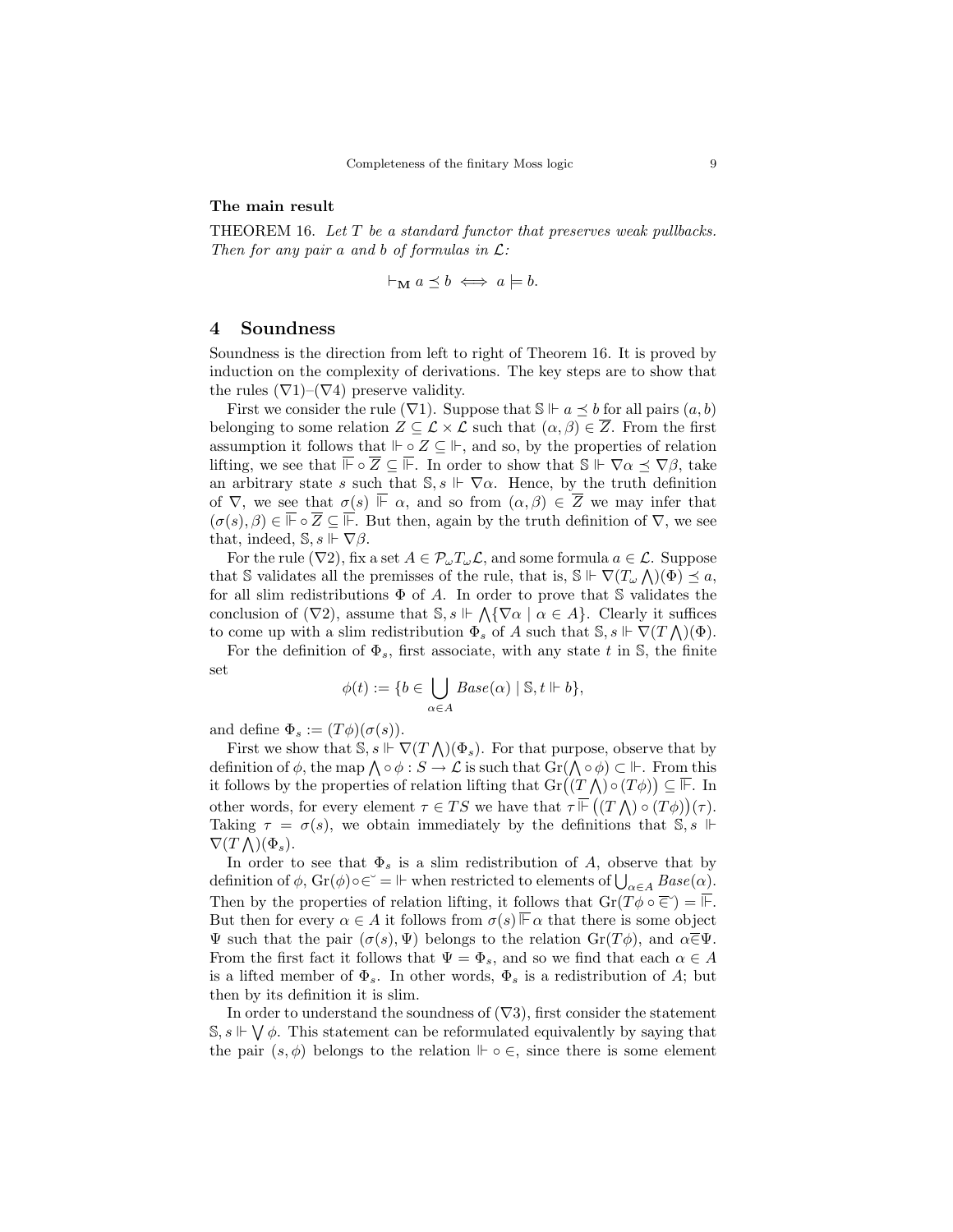**The main result**

THEOREM 16. *Let $T$ be a standard functor that preserves weak pullbacks. Then for any pair $a$ and $b$ of formulas in $\mathcal{L}$:*

$$\vdash_{\mathbf{M}} a \preceq b \iff a \models b.$$

## 4 Soundness

Soundness is the direction from left to right of Theorem 16. It is proved by induction on the complexity of derivations. The key steps are to show that the rules ($\nabla$1)–($\nabla$4) preserve validity.

First we consider the rule ($\nabla$1). Suppose that $\mathbb{S} \Vdash a \preceq b$ for all pairs $(a, b)$ belonging to some relation $Z \subseteq \mathcal{L} \times \mathcal{L}$ such that $(\alpha, \beta) \in \overline{Z}$. From the first assumption it follows that $\Vdash \circ Z \subseteq \Vdash$, and so, by the properties of relation lifting, we see that $\overline{\Vdash} \circ \overline{Z} \subseteq \overline{\Vdash}$. In order to show that $\mathbb{S} \Vdash \nabla\alpha \preceq \nabla\beta$, take an arbitrary state $s$ such that $\mathbb{S}, s \Vdash \nabla\alpha$. Hence, by the truth definition of $\nabla$, we see that $\sigma(s) \overline{\Vdash} \alpha$, and so from $(\alpha, \beta) \in \overline{Z}$ we may infer that $(\sigma(s), \beta) \in \overline{\Vdash} \circ \overline{Z} \subseteq \overline{\Vdash}$. But then, again by the truth definition of $\nabla$, we see that, indeed, $\mathbb{S}, s \Vdash \nabla\beta$.

For the rule ($\nabla$2), fix a set $A \in \mathcal{P}_\omega T_\omega \mathcal{L}$, and some formula $a \in \mathcal{L}$. Suppose that $\mathbb{S}$ validates all the premisses of the rule, that is, $\mathbb{S} \Vdash \nabla(T_\omega \bigwedge)(\Phi) \preceq a$, for all slim redistributions $\Phi$ of $A$. In order to prove that $\mathbb{S}$ validates the conclusion of ($\nabla$2), assume that $\mathbb{S}, s \Vdash \bigwedge\{\nabla\alpha \mid \alpha \in A\}$. Clearly it suffices to come up with a slim redistribution $\Phi_s$ of $A$ such that $\mathbb{S}, s \Vdash \nabla(T \bigwedge)(\Phi)$.

For the definition of $\Phi_s$, first associate, with any state $t$ in $\mathbb{S}$, the finite set

$$\phi(t) := \{b \in \bigcup_{\alpha \in A} Base(\alpha) \mid \mathbb{S}, t \Vdash b\},$$

and define $\Phi_s := (T\phi)(\sigma(s))$.

First we show that $\mathbb{S}, s \Vdash \nabla(T \bigwedge)(\Phi_s)$. For that purpose, observe that by definition of $\phi$, the map $\bigwedge \circ \phi : S \to \mathcal{L}$ is such that $\mathrm{Gr}(\bigwedge \circ \phi) \subset \Vdash$. From this it follows by the properties of relation lifting that $\mathrm{Gr}\big((T \bigwedge) \circ (T\phi)\big) \subseteq \overline{\Vdash}$. In other words, for every element $\tau \in TS$ we have that $\tau \overline{\Vdash} \big((T \bigwedge) \circ (T\phi)\big)(\tau)$. Taking $\tau = \sigma(s)$, we obtain immediately by the definitions that $\mathbb{S}, s \Vdash \nabla(T \bigwedge)(\Phi_s)$.

In order to see that $\Phi_s$ is a slim redistribution of $A$, observe that by definition of $\phi$, $\mathrm{Gr}(\phi) \circ \breve{\in} = \Vdash$ when restricted to elements of $\bigcup_{\alpha \in A} Base(\alpha)$. Then by the properties of relation lifting, it follows that $\mathrm{Gr}(T\phi \circ \overline{\breve{\in}}) = \overline{\Vdash}$. But then for every $\alpha \in A$ it follows from $\sigma(s) \overline{\Vdash} \alpha$ that there is some object $\Psi$ such that the pair $(\sigma(s), \Psi)$ belongs to the relation $\mathrm{Gr}(T\phi)$, and $\alpha \overline{\in} \Psi$. From the first fact it follows that $\Psi = \Phi_s$, and so we find that each $\alpha \in A$ is a lifted member of $\Phi_s$. In other words, $\Phi_s$ is a redistribution of $A$; but then by its definition it is slim.

In order to understand the soundness of ($\nabla$3), first consider the statement $\mathbb{S}, s \Vdash \bigvee \phi$. This statement can be reformulated equivalently by saying that the pair $(s, \phi)$ belongs to the relation $\Vdash \circ \in$, since there is some element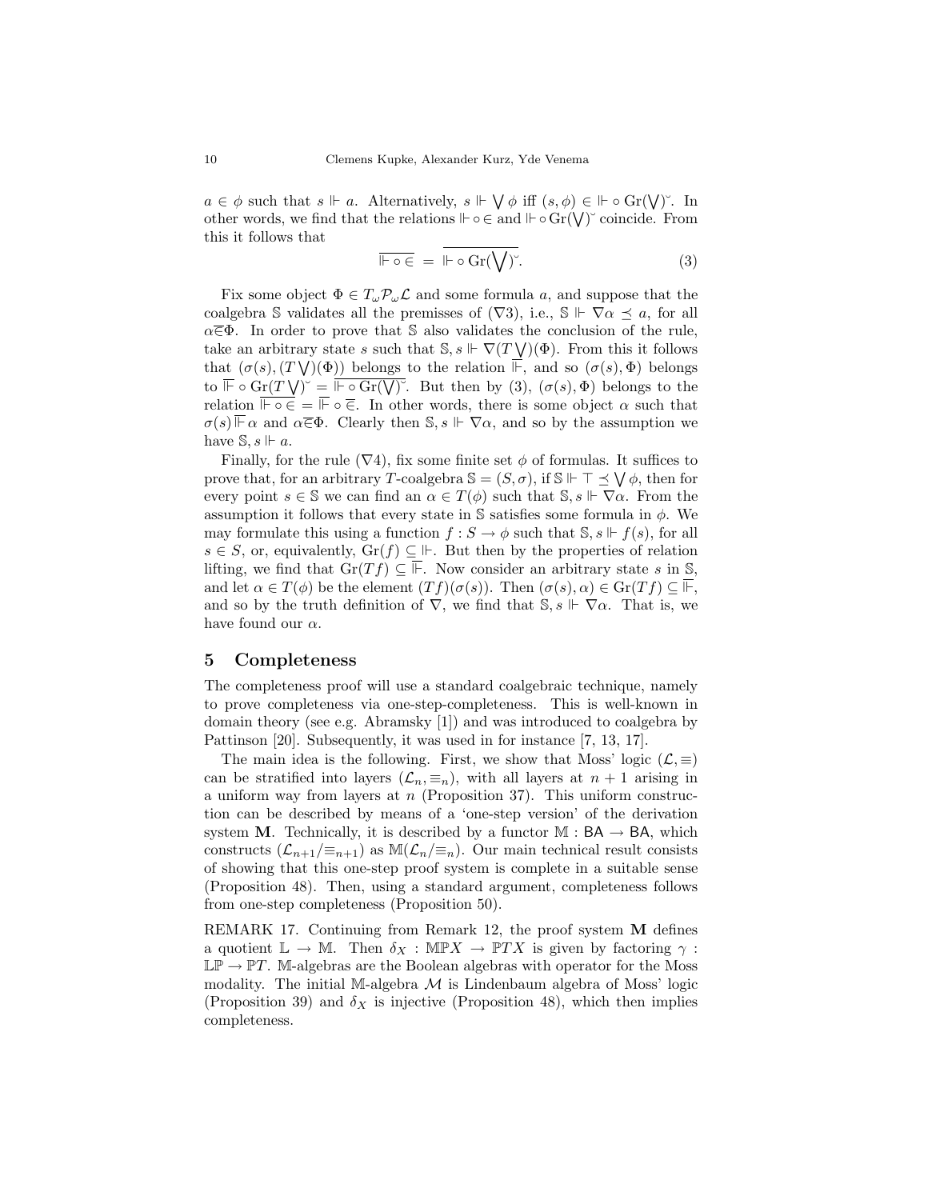$a \in \phi$ such that $s \Vdash a$. Alternatively, $s \Vdash \bigvee \phi$ iff $(s, \phi) \in \Vdash \circ \mathrm{Gr}(\bigvee)^{\smile}$. In other words, we find that the relations $\Vdash \circ \in$ and $\Vdash \circ \mathrm{Gr}(\bigvee)^{\smile}$ coincide. From this it follows that

$$\overline{\Vdash \circ \in} \; = \; \overline{\Vdash \circ \mathrm{Gr}(\bigvee)^{\smile}}. \tag{3}$$

Fix some object $\Phi \in T_\omega \mathcal{P}_\omega \mathcal{L}$ and some formula $a$, and suppose that the coalgebra $\mathbb{S}$ validates all the premisses of ($\nabla$3), i.e., $\mathbb{S} \Vdash \nabla\alpha \preceq a$, for all $\alpha \overline{\in} \Phi$. In order to prove that $\mathbb{S}$ also validates the conclusion of the rule, take an arbitrary state $s$ such that $\mathbb{S}, s \Vdash \nabla(T \bigvee)(\Phi)$. From this it follows that $(\sigma(s), (T\bigvee)(\Phi))$ belongs to the relation $\overline{\Vdash}$, and so $(\sigma(s), \Phi)$ belongs to $\overline{\Vdash} \circ \mathrm{Gr}(T\bigvee)^{\smile} = \overline{\Vdash \circ \mathrm{Gr}(\bigvee)^{\smile}}$. But then by (3), $(\sigma(s), \Phi)$ belongs to the relation $\overline{\Vdash \circ \in} = \overline{\Vdash} \circ \overline{\in}$. In other words, there is some object $\alpha$ such that $\sigma(s) \overline{\Vdash} \alpha$ and $\alpha \overline{\in} \Phi$. Clearly then $\mathbb{S}, s \Vdash \nabla\alpha$, and so by the assumption we have $\mathbb{S}, s \Vdash a$.

Finally, for the rule ($\nabla$4), fix some finite set $\phi$ of formulas. It suffices to prove that, for an arbitrary $T$-coalgebra $\mathbb{S} = (S, \sigma)$, if $\mathbb{S} \Vdash \top \preceq \bigvee \phi$, then for every point $s \in \mathbb{S}$ we can find an $\alpha \in T(\phi)$ such that $\mathbb{S}, s \Vdash \nabla\alpha$. From the assumption it follows that every state in $\mathbb{S}$ satisfies some formula in $\phi$. We may formulate this using a function $f : S \to \phi$ such that $\mathbb{S}, s \Vdash f(s)$, for all $s \in S$, or, equivalently, $\mathrm{Gr}(f) \subseteq \Vdash$. But then by the properties of relation lifting, we find that $\mathrm{Gr}(Tf) \subseteq \overline{\Vdash}$. Now consider an arbitrary state $s$ in $\mathbb{S}$, and let $\alpha \in T(\phi)$ be the element $(Tf)(\sigma(s))$. Then $(\sigma(s), \alpha) \in \mathrm{Gr}(Tf) \subseteq \overline{\Vdash}$, and so by the truth definition of $\nabla$, we find that $\mathbb{S}, s \Vdash \nabla\alpha$. That is, we have found our $\alpha$.

## 5 Completeness

The completeness proof will use a standard coalgebraic technique, namely to prove completeness via one-step-completeness. This is well-known in domain theory (see e.g. Abramsky [1]) and was introduced to coalgebra by Pattinson [20]. Subsequently, it was used in for instance [7, 13, 17].

The main idea is the following. First, we show that Moss' logic $(\mathcal{L}, \equiv)$ can be stratified into layers $(\mathcal{L}_n, \equiv_n)$, with all layers at $n + 1$ arising in a uniform way from layers at $n$ (Proposition 37). This uniform construction can be described by means of a 'one-step version' of the derivation system **M**. Technically, it is described by a functor $\mathbb{M} : \mathsf{BA} \to \mathsf{BA}$, which constructs $(\mathcal{L}_{n+1}/\equiv_{n+1})$ as $\mathbb{M}(\mathcal{L}_n/\equiv_n)$. Our main technical result consists of showing that this one-step proof system is complete in a suitable sense (Proposition 48). Then, using a standard argument, completeness follows from one-step completeness (Proposition 50).

REMARK 17. Continuing from Remark 12, the proof system **M** defines a quotient $\mathbb{L} \to \mathbb{M}$. Then $\delta_X : \mathbb{MP}X \to \mathbb{P}TX$ is given by factoring $\gamma : \mathbb{LP} \to \mathbb{P}T$. $\mathbb{M}$-algebras are the Boolean algebras with operator for the Moss modality. The initial $\mathbb{M}$-algebra $\mathcal{M}$ is Lindenbaum algebra of Moss' logic (Proposition 39) and $\delta_X$ is injective (Proposition 48), which then implies completeness.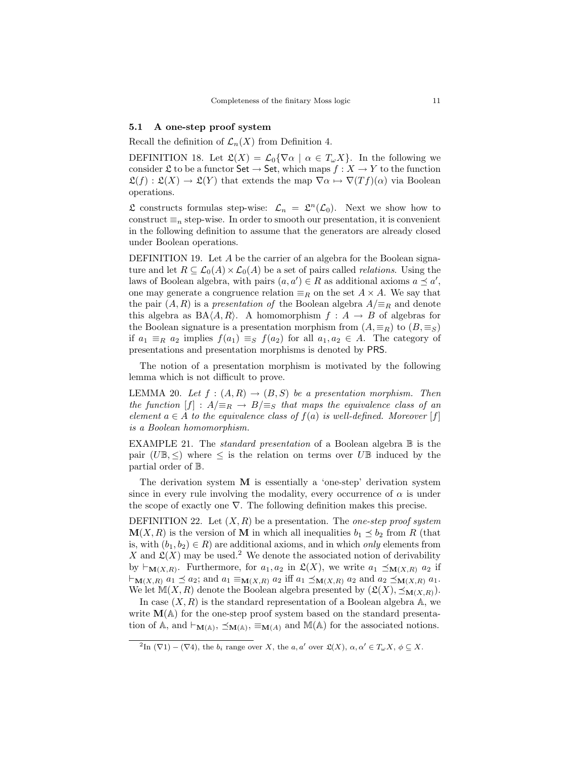### 5.1 A one-step proof system

Recall the definition of $\mathcal{L}_n(X)$ from Definition 4.

DEFINITION 18. Let $\mathfrak{L}(X) = \mathcal{L}_0\{\nabla\alpha \mid \alpha \in T_\omega X\}$. In the following we consider $\mathfrak{L}$ to be a functor $\mathsf{Set} \to \mathsf{Set}$, which maps $f : X \to Y$ to the function $\mathfrak{L}(f) : \mathfrak{L}(X) \to \mathfrak{L}(Y)$ that extends the map $\nabla\alpha \mapsto \nabla(Tf)(\alpha)$ via Boolean operations.

$\mathfrak{L}$ constructs formulas step-wise: $\mathcal{L}_n = \mathfrak{L}^n(\mathcal{L}_0)$. Next we show how to construct $\equiv_n$ step-wise. In order to smooth our presentation, it is convenient in the following definition to assume that the generators are already closed under Boolean operations.

DEFINITION 19. Let $A$ be the carrier of an algebra for the Boolean signature and let $R \subseteq \mathcal{L}_0(A) \times \mathcal{L}_0(A)$ be a set of pairs called *relations*. Using the laws of Boolean algebra, with pairs $(a, a') \in R$ as additional axioms $a \preceq a'$, one may generate a congruence relation $\equiv_R$ on the set $A \times A$. We say that the pair $(A, R)$ is a *presentation of* the Boolean algebra $A/{\equiv_R}$ and denote this algebra as $\mathrm{BA}\langle A, R\rangle$. A homomorphism $f : A \to B$ of algebras for the Boolean signature is a presentation morphism from $(A, \equiv_R)$ to $(B, \equiv_S)$ if $a_1 \equiv_R a_2$ implies $f(a_1) \equiv_S f(a_2)$ for all $a_1, a_2 \in A$. The category of presentations and presentation morphisms is denoted by $\mathsf{PRS}$.

The notion of a presentation morphism is motivated by the following lemma which is not difficult to prove.

LEMMA 20. *Let $f : (A, R) \to (B, S)$ be a presentation morphism. Then the function $[f] : A/{\equiv_R} \to B/{\equiv_S}$ that maps the equivalence class of an element $a \in A$ to the equivalence class of $f(a)$ is well-defined. Moreover $[f]$ is a Boolean homomorphism.*

EXAMPLE 21. The *standard presentation* of a Boolean algebra $\mathbb{B}$ is the pair $(U\mathbb{B}, \leq)$ where $\leq$ is the relation on terms over $U\mathbb{B}$ induced by the partial order of $\mathbb{B}$.

The derivation system $\mathbf{M}$ is essentially a 'one-step' derivation system since in every rule involving the modality, every occurrence of $\alpha$ is under the scope of exactly one $\nabla$. The following definition makes this precise.

DEFINITION 22. Let $(X, R)$ be a presentation. The *one-step proof system* $\mathbf{M}(X, R)$ is the version of $\mathbf{M}$ in which all inequalities $b_1 \preceq b_2$ from $R$ (that is, with $(b_1, b_2) \in R$) are additional axioms, and in which *only* elements from $X$ and $\mathfrak{L}(X)$ may be used.[2] We denote the associated notion of derivability by $\vdash_{\mathbf{M}(X,R)}$. Furthermore, for $a_1, a_2$ in $\mathfrak{L}(X)$, we write $a_1 \preceq_{\mathbf{M}(X,R)} a_2$ if $\vdash_{\mathbf{M}(X,R)} a_1 \preceq a_2$; and $a_1 \equiv_{\mathbf{M}(X,R)} a_2$ iff $a_1 \preceq_{\mathbf{M}(X,R)} a_2$ and $a_2 \preceq_{\mathbf{M}(X,R)} a_1$. We let $\mathbb{M}(X, R)$ denote the Boolean algebra presented by $(\mathfrak{L}(X), \preceq_{\mathbf{M}(X,R)})$.

In case $(X, R)$ is the standard representation of a Boolean algebra $\mathbb{A}$, we write $\mathbf{M}(\mathbb{A})$ for the one-step proof system based on the standard presentation of $\mathbb{A}$, and $\vdash_{\mathbf{M}(\mathbb{A})}$, $\preceq_{\mathbf{M}(\mathbb{A})}$, $\equiv_{\mathbf{M}(A)}$ and $\mathbb{M}(\mathbb{A})$ for the associated notions.

[2] In $(\nabla 1) - (\nabla 4)$, the $b_i$ range over $X$, the $a, a'$ over $\mathfrak{L}(X)$, $\alpha, \alpha' \in T_\omega X$, $\phi \subseteq X$.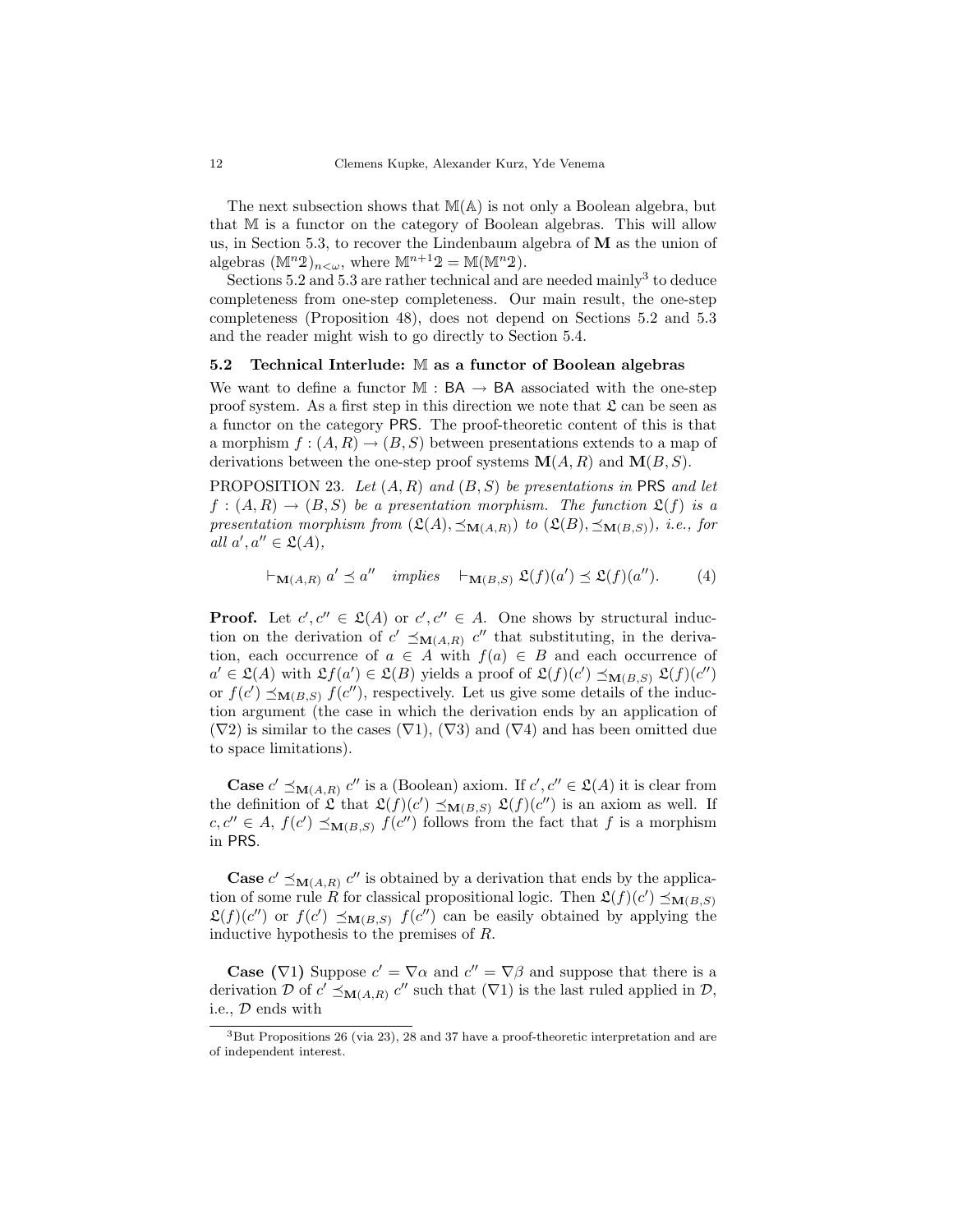The next subsection shows that $\mathbb{M}(\mathbb{A})$ is not only a Boolean algebra, but that $\mathbb{M}$ is a functor on the category of Boolean algebras. This will allow us, in Section 5.3, to recover the Lindenbaum algebra of $\mathbf{M}$ as the union of algebras $(\mathbb{M}^n\mathbb{2})_{n<\omega}$, where $\mathbb{M}^{n+1}\mathbb{2} = \mathbb{M}(\mathbb{M}^n\mathbb{2})$.

Sections 5.2 and 5.3 are rather technical and are needed mainly[3] to deduce completeness from one-step completeness. Our main result, the one-step completeness (Proposition 48), does not depend on Sections 5.2 and 5.3 and the reader might wish to go directly to Section 5.4.

### 5.2 Technical Interlude: $\mathbb{M}$ as a functor of Boolean algebras

We want to define a functor $\mathbb{M} : \mathsf{BA} \to \mathsf{BA}$ associated with the one-step proof system. As a first step in this direction we note that $\mathfrak{L}$ can be seen as a functor on the category $\mathsf{PRS}$. The proof-theoretic content of this is that a morphism $f : (A, R) \to (B, S)$ between presentations extends to a map of derivations between the one-step proof systems $\mathbf{M}(A, R)$ and $\mathbf{M}(B, S)$.

PROPOSITION 23. *Let $(A, R)$ and $(B, S)$ be presentations in $\mathsf{PRS}$ and let $f : (A, R) \to (B, S)$ be a presentation morphism. The function $\mathfrak{L}(f)$ is a presentation morphism from $(\mathfrak{L}(A), \preceq_{\mathbf{M}(A,R)})$ to $(\mathfrak{L}(B), \preceq_{\mathbf{M}(B,S)})$, i.e., for all $a', a'' \in \mathfrak{L}(A)$,*

$$\vdash_{\mathbf{M}(A,R)} a' \preceq a'' \quad \textit{implies} \quad \vdash_{\mathbf{M}(B,S)} \mathfrak{L}(f)(a') \preceq \mathfrak{L}(f)(a''). \tag{4}$$

**Proof.** Let $c', c'' \in \mathfrak{L}(A)$ or $c', c'' \in A$. One shows by structural induction on the derivation of $c' \preceq_{\mathbf{M}(A,R)} c''$ that substituting, in the derivation, each occurrence of $a \in A$ with $f(a) \in B$ and each occurrence of $a' \in \mathfrak{L}(A)$ with $\mathfrak{L}f(a') \in \mathfrak{L}(B)$ yields a proof of $\mathfrak{L}(f)(c') \preceq_{\mathbf{M}(B,S)} \mathfrak{L}(f)(c'')$ or $f(c') \preceq_{\mathbf{M}(B,S)} f(c'')$, respectively. Let us give some details of the induction argument (the case in which the derivation ends by an application of ($\nabla 2$) is similar to the cases ($\nabla 1$), ($\nabla 3$) and ($\nabla 4$) and has been omitted due to space limitations).

**Case** $c' \preceq_{\mathbf{M}(A,R)} c''$ is a (Boolean) axiom. If $c', c'' \in \mathfrak{L}(A)$ it is clear from the definition of $\mathfrak{L}$ that $\mathfrak{L}(f)(c') \preceq_{\mathbf{M}(B,S)} \mathfrak{L}(f)(c'')$ is an axiom as well. If $c, c'' \in A$, $f(c') \preceq_{\mathbf{M}(B,S)} f(c'')$ follows from the fact that $f$ is a morphism in $\mathsf{PRS}$.

**Case** $c' \preceq_{\mathbf{M}(A,R)} c''$ is obtained by a derivation that ends by the application of some rule $R$ for classical propositional logic. Then $\mathfrak{L}(f)(c') \preceq_{\mathbf{M}(B,S)} \mathfrak{L}(f)(c'')$ or $f(c') \preceq_{\mathbf{M}(B,S)} f(c'')$ can be easily obtained by applying the inductive hypothesis to the premises of $R$.

**Case ($\nabla 1$)** Suppose $c' = \nabla\alpha$ and $c'' = \nabla\beta$ and suppose that there is a derivation $\mathcal{D}$ of $c' \preceq_{\mathbf{M}(A,R)} c''$ such that ($\nabla 1$) is the last ruled applied in $\mathcal{D}$, i.e., $\mathcal{D}$ ends with

[3] But Propositions 26 (via 23), 28 and 37 have a proof-theoretic interpretation and are of independent interest.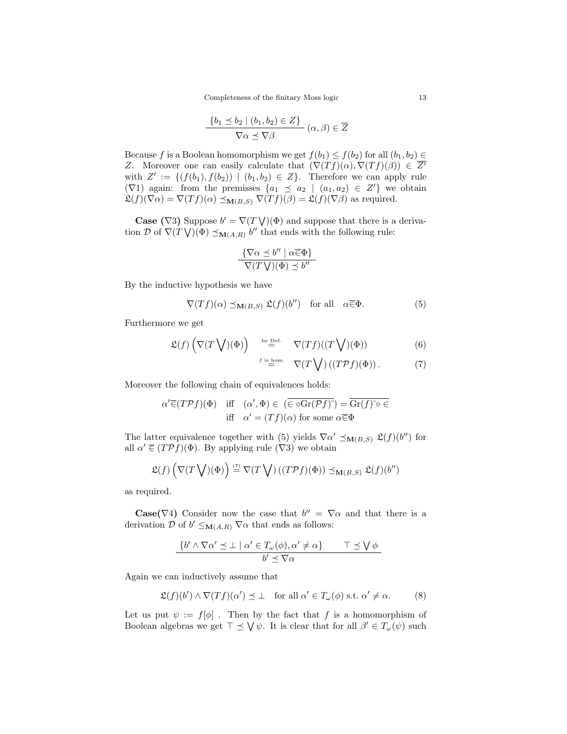$$\frac{\{b_1 \preceq b_2 \mid (b_1, b_2) \in Z\}}{\nabla\alpha \preceq \nabla\beta}\ (\alpha, \beta) \in \overline{Z}$$

Because $f$ is a Boolean homomorphism we get $f(b_1) \leq f(b_2)$ for all $(b_1, b_2) \in Z$. Moreover one can easily calculate that $(\nabla(Tf)(\alpha), \nabla(Tf)(\beta)) \in \overline{Z'}$ with $Z' := \{(f(b_1), f(b_2)) \mid (b_1, b_2) \in Z\}$. Therefore we can apply rule ($\nabla$1) again: from the premisses $\{a_1 \preceq a_2 \mid (a_1, a_2) \in Z'\}$ we obtain $\mathfrak{L}(f)(\nabla\alpha) = \nabla(Tf)(\alpha) \preceq_{\mathbf{M}(B,S)} \nabla(Tf)(\beta) = \mathfrak{L}(f)(\nabla\beta)$ as required.

**Case ($\nabla$3)** Suppose $b' = \nabla(T\bigvee)(\Phi)$ and suppose that there is a derivation $\mathcal{D}$ of $\nabla(T\bigvee)(\Phi) \preceq_{\mathbf{M}(A,R)} b''$ that ends with the following rule:

$$\frac{\{\nabla\alpha \preceq b'' \mid \alpha \overline{\in} \Phi\}}{\nabla(T\bigvee)(\Phi) \preceq b''}$$

By the inductive hypothesis we have

$$\nabla(Tf)(\alpha) \preceq_{\mathbf{M}(B,S)} \mathfrak{L}(f)(b'') \quad \text{for all} \quad \alpha \overline{\in} \Phi. \tag{5}$$

Furthermore we get

$$\mathfrak{L}(f)\left(\nabla(T\bigvee)(\Phi)\right) \overset{\text{by Def.}}{=} \nabla(Tf)((T\bigvee)(\Phi)) \tag{6}$$

$$\overset{f \text{ is hom.}}{=} \nabla(T\bigvee)\left((T\mathcal{P}f)(\Phi)\right). \tag{7}$$

Moreover the following chain of equivalences holds:

$$\begin{aligned}
\alpha' \overline{\in} (T\mathcal{P}f)(\Phi) \quad &\text{iff} \quad (\alpha', \Phi) \in \overline{(\in \circ \mathrm{Gr}(\mathcal{P}f)\breve{\ })} = \overline{\mathrm{Gr}(f)\breve{\ } \circ \in} \\
&\text{iff} \quad \alpha' = (Tf)(\alpha) \text{ for some } \alpha \overline{\in} \Phi
\end{aligned}$$

The latter equivalence together with (5) yields $\nabla\alpha' \preceq_{\mathbf{M}(B,S)} \mathfrak{L}(f)(b'')$ for all $\alpha' \overline{\in} (T\mathcal{P}f)(\Phi)$. By applying rule ($\nabla$3) we obtain

$$\mathfrak{L}(f)\left(\nabla(T\bigvee)(\Phi)\right) \overset{(7)}{=} \nabla(T\bigvee)\left((T\mathcal{P}f)(\Phi)\right) \preceq_{\mathbf{M}(B,S)} \mathfrak{L}(f)(b'')$$

as required.

**Case($\nabla$4)** Consider now the case that $b'' = \nabla\alpha$ and that there is a derivation $\mathcal{D}$ of $b' \leq_{\mathbf{M}(A,R)} \nabla\alpha$ that ends as follows:

$$\frac{\{b' \wedge \nabla\alpha' \preceq \bot \mid \alpha' \in T_\omega(\phi), \alpha' \neq \alpha\} \qquad \top \preceq \bigvee \phi}{b' \preceq \nabla\alpha}$$

Again we can inductively assume that

$$\mathfrak{L}(f)(b') \wedge \nabla(Tf)(\alpha') \preceq \bot \quad \text{for all } \alpha' \in T_\omega(\phi) \text{ s.t. } \alpha' \neq \alpha. \tag{8}$$

Let us put $\psi := f[\phi]$ . Then by the fact that $f$ is a homomorphism of Boolean algebras we get $\top \preceq \bigvee \psi$. It is clear that for all $\beta' \in T_\omega(\psi)$ such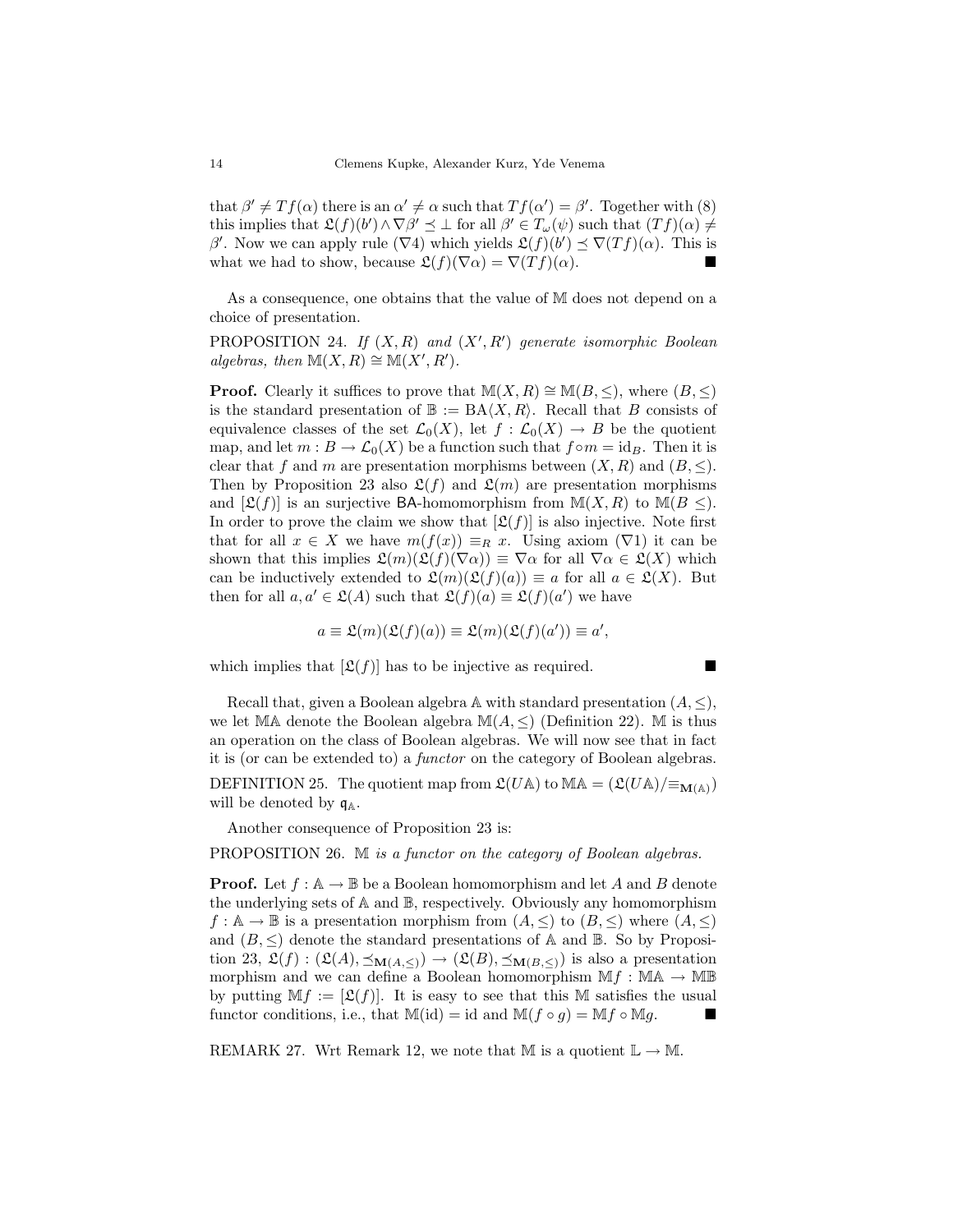that $\beta' \neq Tf(\alpha)$ there is an $\alpha' \neq \alpha$ such that $Tf(\alpha') = \beta'$. Together with (8) this implies that $\mathfrak{L}(f)(b') \wedge \nabla\beta' \preceq \bot$ for all $\beta' \in T_\omega(\psi)$ such that $(Tf)(\alpha) \neq \beta'$. Now we can apply rule ($\nabla 4$) which yields $\mathfrak{L}(f)(b') \preceq \nabla(Tf)(\alpha)$. This is what we had to show, because $\mathfrak{L}(f)(\nabla\alpha) = \nabla(Tf)(\alpha)$. ■

As a consequence, one obtains that the value of $\mathbb{M}$ does not depend on a choice of presentation.

PROPOSITION 24. *If $(X, R)$ and $(X', R')$ generate isomorphic Boolean algebras, then $\mathbb{M}(X, R) \cong \mathbb{M}(X', R')$.*

**Proof.** Clearly it suffices to prove that $\mathbb{M}(X, R) \cong \mathbb{M}(B, \leq)$, where $(B, \leq)$ is the standard presentation of $\mathbb{B} := \mathrm{BA}\langle X, R\rangle$. Recall that $B$ consists of equivalence classes of the set $\mathcal{L}_0(X)$, let $f : \mathcal{L}_0(X) \to B$ be the quotient map, and let $m : B \to \mathcal{L}_0(X)$ be a function such that $f \circ m = \mathrm{id}_B$. Then it is clear that $f$ and $m$ are presentation morphisms between $(X, R)$ and $(B, \leq)$. Then by Proposition 23 also $\mathfrak{L}(f)$ and $\mathfrak{L}(m)$ are presentation morphisms and $[\mathfrak{L}(f)]$ is an surjective $\mathsf{BA}$-homomorphism from $\mathbb{M}(X, R)$ to $\mathbb{M}(B \leq)$. In order to prove the claim we show that $[\mathfrak{L}(f)]$ is also injective. Note first that for all $x \in X$ we have $m(f(x)) \equiv_R x$. Using axiom ($\nabla 1$) it can be shown that this implies $\mathfrak{L}(m)(\mathfrak{L}(f)(\nabla\alpha)) \equiv \nabla\alpha$ for all $\nabla\alpha \in \mathfrak{L}(X)$ which can be inductively extended to $\mathfrak{L}(m)(\mathfrak{L}(f)(a)) \equiv a$ for all $a \in \mathfrak{L}(X)$. But then for all $a, a' \in \mathfrak{L}(A)$ such that $\mathfrak{L}(f)(a) \equiv \mathfrak{L}(f)(a')$ we have

$$a \equiv \mathfrak{L}(m)(\mathfrak{L}(f)(a)) \equiv \mathfrak{L}(m)(\mathfrak{L}(f)(a')) \equiv a',$$

which implies that $[\mathfrak{L}(f)]$ has to be injective as required. ■

Recall that, given a Boolean algebra $\mathbb{A}$ with standard presentation $(A, \leq)$, we let $\mathbb{M}\mathbb{A}$ denote the Boolean algebra $\mathbb{M}(A, \leq)$ (Definition 22). $\mathbb{M}$ is thus an operation on the class of Boolean algebras. We will now see that in fact it is (or can be extended to) a *functor* on the category of Boolean algebras.

DEFINITION 25. The quotient map from $\mathfrak{L}(U\mathbb{A})$ to $\mathbb{M}\mathbb{A} = (\mathfrak{L}(U\mathbb{A})/{\equiv_{\mathbf{M}(\mathbb{A})}})$ will be denoted by $\mathsf{q}_{\mathbb{A}}$.

Another consequence of Proposition 23 is:

PROPOSITION 26. *$\mathbb{M}$ is a functor on the category of Boolean algebras.*

**Proof.** Let $f : \mathbb{A} \to \mathbb{B}$ be a Boolean homomorphism and let $A$ and $B$ denote the underlying sets of $\mathbb{A}$ and $\mathbb{B}$, respectively. Obviously any homomorphism $f : \mathbb{A} \to \mathbb{B}$ is a presentation morphism from $(A, \leq)$ to $(B, \leq)$ where $(A, \leq)$ and $(B, \leq)$ denote the standard presentations of $\mathbb{A}$ and $\mathbb{B}$. So by Proposition 23, $\mathfrak{L}(f) : (\mathfrak{L}(A), \preceq_{\mathbf{M}(A,\leq)}) \to (\mathfrak{L}(B), \preceq_{\mathbf{M}(B,\leq)})$ is also a presentation morphism and we can define a Boolean homomorphism $\mathbb{M}f : \mathbb{M}\mathbb{A} \to \mathbb{M}\mathbb{B}$ by putting $\mathbb{M}f := [\mathfrak{L}(f)]$. It is easy to see that this $\mathbb{M}$ satisfies the usual functor conditions, i.e., that $\mathbb{M}(\mathrm{id}) = \mathrm{id}$ and $\mathbb{M}(f \circ g) = \mathbb{M}f \circ \mathbb{M}g$. ■

REMARK 27. Wrt Remark 12, we note that $\mathbb{M}$ is a quotient $\mathbb{L} \to \mathbb{M}$.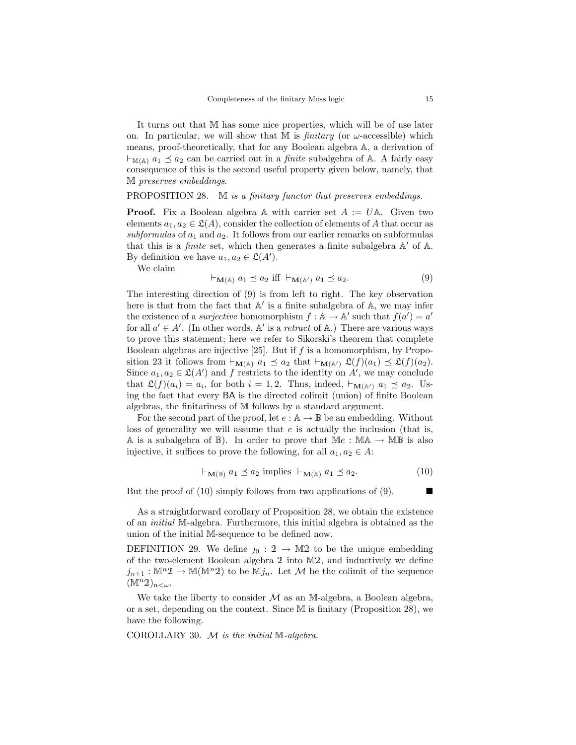It turns out that $\mathbb{M}$ has some nice properties, which will be of use later on. In particular, we will show that $\mathbb{M}$ is *finitary* (or $\omega$-accessible) which means, proof-theoretically, that for any Boolean algebra $\mathbb{A}$, a derivation of $\vdash_{\mathbb{M}(\mathbb{A})} a_1 \preceq a_2$ can be carried out in a *finite* subalgebra of $\mathbb{A}$. A fairly easy consequence of this is the second useful property given below, namely, that $\mathbb{M}$ *preserves embeddings*.

PROPOSITION 28. *$\mathbb{M}$ is a finitary functor that preserves embeddings.*

**Proof.** Fix a Boolean algebra $\mathbb{A}$ with carrier set $A := U\mathbb{A}$. Given two elements $a_1, a_2 \in \mathfrak{L}(A)$, consider the collection of elements of $A$ that occur as *subformulas* of $a_1$ and $a_2$. It follows from our earlier remarks on subformulas that this is a *finite* set, which then generates a finite subalgebra $\mathbb{A}'$ of $\mathbb{A}$. By definition we have $a_1, a_2 \in \mathfrak{L}(A')$.

We claim

$$\vdash_{\mathbf{M}(\mathbb{A})} a_1 \preceq a_2 \text{ iff } \vdash_{\mathbf{M}(\mathbb{A}')} a_1 \preceq a_2. \tag{9}$$

The interesting direction of (9) is from left to right. The key observation here is that from the fact that $\mathbb{A}'$ is a finite subalgebra of $\mathbb{A}$, we may infer the existence of a *surjective* homomorphism $f : \mathbb{A} \to \mathbb{A}'$ such that $f(a') = a'$ for all $a' \in A'$. (In other words, $\mathbb{A}'$ is a *retract* of $\mathbb{A}$.) There are various ways to prove this statement; here we refer to Sikorski's theorem that complete Boolean algebras are injective [25]. But if $f$ is a homomorphism, by Proposition 23 it follows from $\vdash_{\mathbf{M}(\mathbb{A})} a_1 \preceq a_2$ that $\vdash_{\mathbf{M}(\mathbb{A}')} \mathfrak{L}(f)(a_1) \preceq \mathfrak{L}(f)(a_2)$. Since $a_1, a_2 \in \mathfrak{L}(A')$ and $f$ restricts to the identity on $A'$, we may conclude that $\mathfrak{L}(f)(a_i) = a_i$, for both $i = 1, 2$. Thus, indeed, $\vdash_{\mathbf{M}(\mathbb{A}')} a_1 \preceq a_2$. Using the fact that every BA is the directed colimit (union) of finite Boolean algebras, the finitariness of $\mathbb{M}$ follows by a standard argument.

For the second part of the proof, let $e : \mathbb{A} \to \mathbb{B}$ be an embedding. Without loss of generality we will assume that $e$ is actually the inclusion (that is, $\mathbb{A}$ is a subalgebra of $\mathbb{B}$). In order to prove that $\mathbb{M}e : \mathbb{M}\mathbb{A} \to \mathbb{M}\mathbb{B}$ is also injective, it suffices to prove the following, for all $a_1, a_2 \in A$:

$$\vdash_{\mathbf{M}(\mathbb{B})} a_1 \preceq a_2 \text{ implies } \vdash_{\mathbf{M}(\mathbb{A})} a_1 \preceq a_2. \tag{10}$$

But the proof of (10) simply follows from two applications of (9). ∎

As a straightforward corollary of Proposition 28, we obtain the existence of an *initial* $\mathbb{M}$-algebra. Furthermore, this initial algebra is obtained as the union of the initial $\mathbb{M}$-sequence to be defined now.

DEFINITION 29. We define $j_0 : \mathbb{2} \to \mathbb{M}\mathbb{2}$ to be the unique embedding of the two-element Boolean algebra $\mathbb{2}$ into $\mathbb{M}\mathbb{2}$, and inductively we define $j_{n+1} : \mathbb{M}^n\mathbb{2} \to \mathbb{M}(\mathbb{M}^n\mathbb{2})$ to be $\mathbb{M}j_n$. Let $\mathcal{M}$ be the colimit of the sequence $(\mathbb{M}^n\mathbb{2})_{n<\omega}$.

We take the liberty to consider $\mathcal{M}$ as an $\mathbb{M}$-algebra, a Boolean algebra, or a set, depending on the context. Since $\mathbb{M}$ is finitary (Proposition 28), we have the following.

COROLLARY 30. *$\mathcal{M}$ is the initial $\mathbb{M}$-algebra.*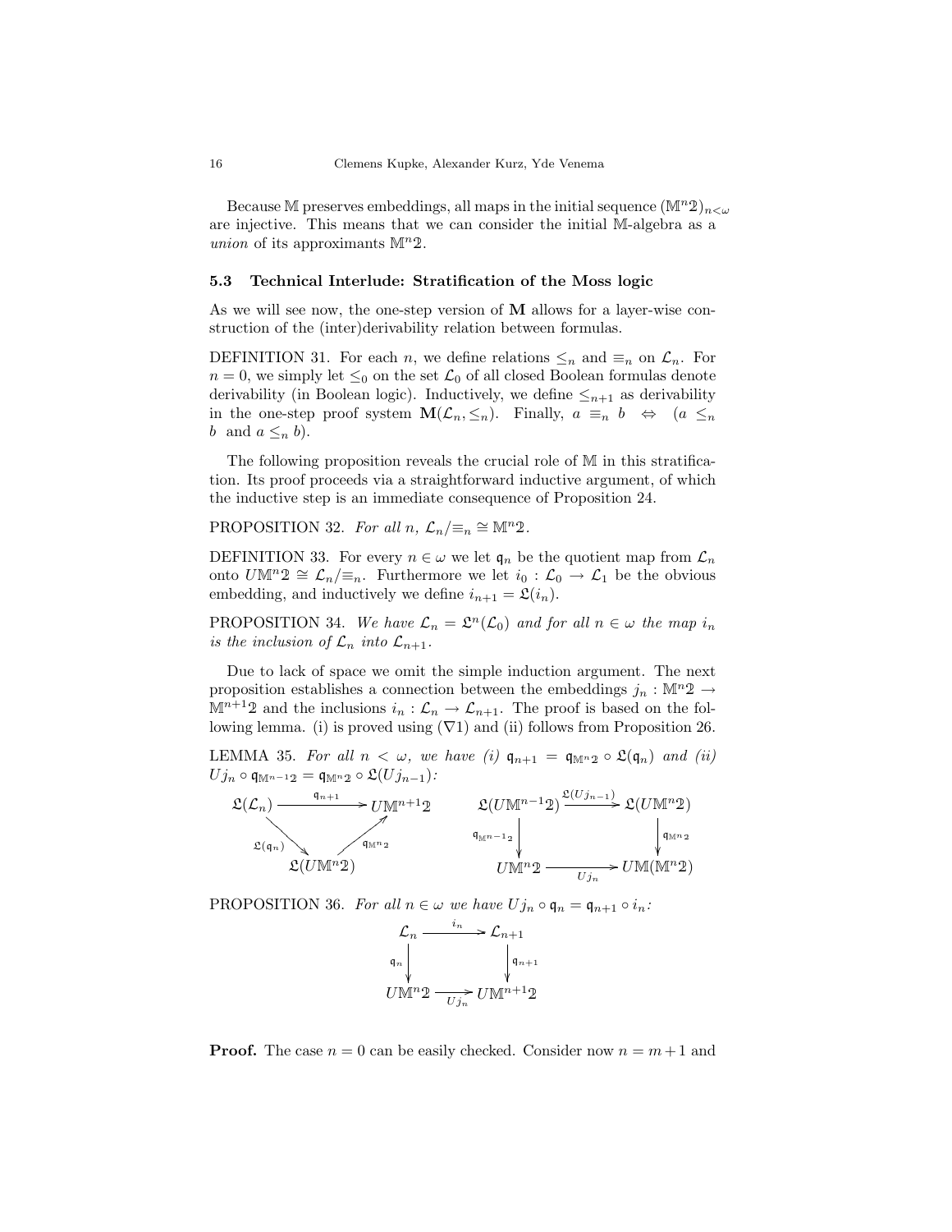Because $\mathbb{M}$ preserves embeddings, all maps in the initial sequence $(\mathbb{M}^n\mathbb{2})_{n<\omega}$ are injective. This means that we can consider the initial $\mathbb{M}$-algebra as a *union* of its approximants $\mathbb{M}^n\mathbb{2}$.

### 5.3 Technical Interlude: Stratification of the Moss logic

As we will see now, the one-step version of $\mathbf{M}$ allows for a layer-wise construction of the (inter)derivability relation between formulas.

DEFINITION 31. For each $n$, we define relations $\leq_n$ and $\equiv_n$ on $\mathcal{L}_n$. For $n = 0$, we simply let $\leq_0$ on the set $\mathcal{L}_0$ of all closed Boolean formulas denote derivability (in Boolean logic). Inductively, we define $\leq_{n+1}$ as derivability in the one-step proof system $\mathbf{M}(\mathcal{L}_n, \leq_n)$. Finally, $a \equiv_n b \iff (a \leq_n b \text{ and } a \leq_n b)$.

The following proposition reveals the crucial role of $\mathbb{M}$ in this stratification. Its proof proceeds via a straightforward inductive argument, of which the inductive step is an immediate consequence of Proposition 24.

PROPOSITION 32. *For all $n$, $\mathcal{L}_n/{\equiv_n} \cong \mathbb{M}^n\mathbb{2}$.*

DEFINITION 33. For every $n \in \omega$ we let $\mathfrak{q}_n$ be the quotient map from $\mathcal{L}_n$ onto $U\mathbb{M}^n\mathbb{2} \cong \mathcal{L}_n/{\equiv_n}$. Furthermore we let $i_0 : \mathcal{L}_0 \to \mathcal{L}_1$ be the obvious embedding, and inductively we define $i_{n+1} = \mathfrak{L}(i_n)$.

PROPOSITION 34. *We have $\mathcal{L}_n = \mathfrak{L}^n(\mathcal{L}_0)$ and for all $n \in \omega$ the map $i_n$ is the inclusion of $\mathcal{L}_n$ into $\mathcal{L}_{n+1}$.*

Due to lack of space we omit the simple induction argument. The next proposition establishes a connection between the embeddings $j_n : \mathbb{M}^n\mathbb{2} \to \mathbb{M}^{n+1}\mathbb{2}$ and the inclusions $i_n : \mathcal{L}_n \to \mathcal{L}_{n+1}$. The proof is based on the following lemma. (i) is proved using ($\nabla 1$) and (ii) follows from Proposition 26.

LEMMA 35. *For all $n < \omega$, we have (i) $\mathfrak{q}_{n+1} = \mathfrak{q}_{\mathbb{M}^n\mathbb{2}} \circ \mathfrak{L}(\mathfrak{q}_n)$ and (ii) $Uj_n \circ \mathfrak{q}_{\mathbb{M}^{n-1}\mathbb{2}} = \mathfrak{q}_{\mathbb{M}^n\mathbb{2}} \circ \mathfrak{L}(Uj_{n-1})$:*

$$\begin{array}{ccc} \mathfrak{L}(\mathcal{L}_n) & \xrightarrow{\mathfrak{q}_{n+1}} & U\mathbb{M}^{n+1}\mathbb{2} \\ & {\scriptstyle \mathfrak{L}(\mathfrak{q}_n)} \searrow \quad \nearrow {\scriptstyle \mathfrak{q}_{\mathbb{M}^n\mathbb{2}}} & \\ & \mathfrak{L}(U\mathbb{M}^n\mathbb{2}) & \end{array} \qquad \begin{array}{ccc} \mathfrak{L}(U\mathbb{M}^{n-1}\mathbb{2}) & \xrightarrow{\mathfrak{L}(Uj_{n-1})} & \mathfrak{L}(U\mathbb{M}^n\mathbb{2}) \\ \downarrow {\scriptstyle \mathfrak{q}_{\mathbb{M}^{n-1}\mathbb{2}}} & & \downarrow {\scriptstyle \mathfrak{q}_{\mathbb{M}^n\mathbb{2}}} \\ U\mathbb{M}^n\mathbb{2} & \xrightarrow{Uj_n} & U\mathbb{M}(\mathbb{M}^n\mathbb{2}) \end{array}$$

PROPOSITION 36. *For all $n \in \omega$ we have $Uj_n \circ \mathfrak{q}_n = \mathfrak{q}_{n+1} \circ i_n$:*

$$\begin{array}{ccc} \mathcal{L}_n & \xrightarrow{i_n} & \mathcal{L}_{n+1} \\ \downarrow {\scriptstyle \mathfrak{q}_n} & & \downarrow {\scriptstyle \mathfrak{q}_{n+1}} \\ U\mathbb{M}^n\mathbb{2} & \xrightarrow{Uj_n} & U\mathbb{M}^{n+1}\mathbb{2} \end{array}$$

**Proof.** The case $n = 0$ can be easily checked. Consider now $n = m + 1$ and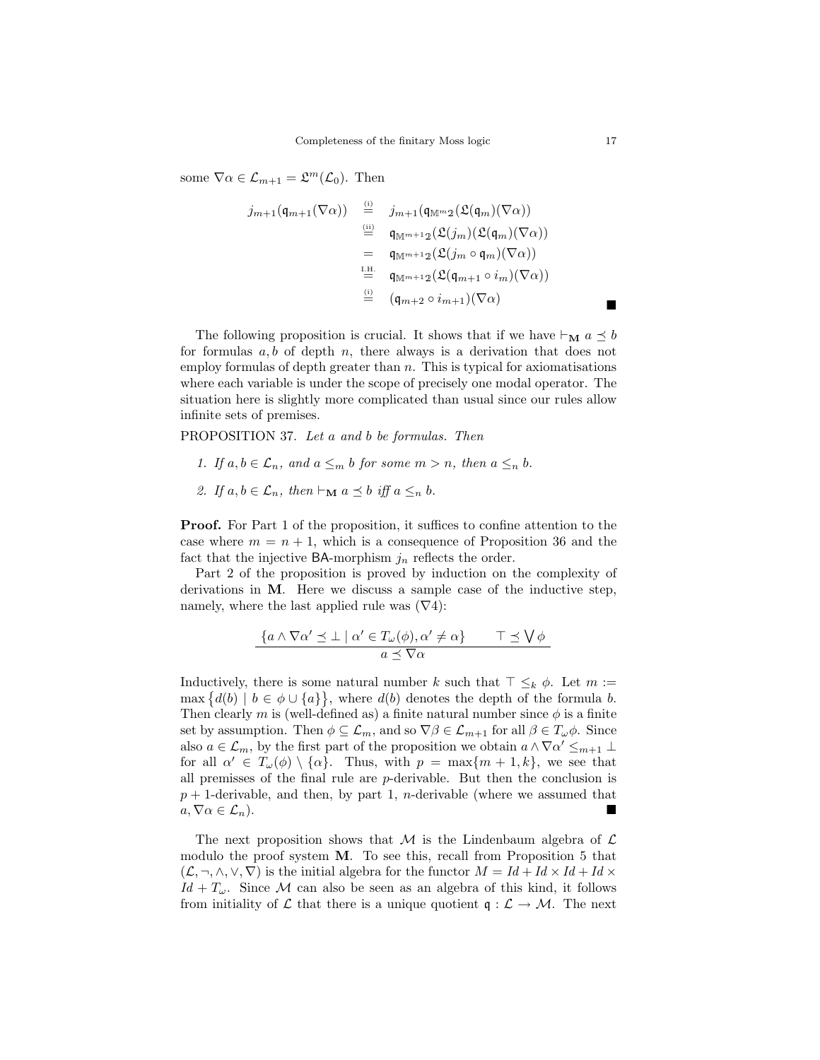some $\nabla\alpha \in \mathcal{L}_{m+1} = \mathfrak{L}^m(\mathcal{L}_0)$. Then

$$
\begin{array}{rcl}
j_{m+1}(\mathfrak{q}_{m+1}(\nabla\alpha)) & \stackrel{\text{(i)}}{=} & j_{m+1}(\mathfrak{q}_{\mathbb{M}^m 2}(\mathfrak{L}(\mathfrak{q}_m)(\nabla\alpha)) \\
& \stackrel{\text{(ii)}}{=} & \mathfrak{q}_{\mathbb{M}^{m+1}2}(\mathfrak{L}(j_m)(\mathfrak{L}(\mathfrak{q}_m)(\nabla\alpha)) \\
& = & \mathfrak{q}_{\mathbb{M}^{m+1}2}(\mathfrak{L}(j_m \circ \mathfrak{q}_m)(\nabla\alpha)) \\
& \stackrel{\text{I.H.}}{=} & \mathfrak{q}_{\mathbb{M}^{m+1}2}(\mathfrak{L}(\mathfrak{q}_{m+1} \circ i_m)(\nabla\alpha)) \\
& \stackrel{\text{(i)}}{=} & (\mathfrak{q}_{m+2} \circ i_{m+1})(\nabla\alpha)
\end{array}
$$

■

The following proposition is crucial. It shows that if we have $\vdash_{\mathbf{M}} a \preceq b$ for formulas $a, b$ of depth $n$, there always is a derivation that does not employ formulas of depth greater than $n$. This is typical for axiomatisations where each variable is under the scope of precisely one modal operator. The situation here is slightly more complicated than usual since our rules allow infinite sets of premises.

PROPOSITION 37. *Let $a$ and $b$ be formulas. Then*

1. *If $a, b \in \mathcal{L}_n$, and $a \leq_m b$ for some $m > n$, then $a \leq_n b$.*
2. *If $a, b \in \mathcal{L}_n$, then $\vdash_{\mathbf{M}} a \preceq b$ iff $a \leq_n b$.*

**Proof.** For Part 1 of the proposition, it suffices to confine attention to the case where $m = n + 1$, which is a consequence of Proposition 36 and the fact that the injective $\mathsf{BA}$-morphism $j_n$ reflects the order.

Part 2 of the proposition is proved by induction on the complexity of derivations in $\mathbf{M}$. Here we discuss a sample case of the inductive step, namely, where the last applied rule was ($\nabla 4$):

$$
\frac{\{a \wedge \nabla\alpha' \preceq \bot \mid \alpha' \in T_\omega(\phi), \alpha' \neq \alpha\} \qquad \top \preceq \bigvee \phi}{a \preceq \nabla\alpha}
$$

Inductively, there is some natural number $k$ such that $\top \leq_k \phi$. Let $m := \max\{d(b) \mid b \in \phi \cup \{a\}\}$, where $d(b)$ denotes the depth of the formula $b$. Then clearly $m$ is (well-defined as) a finite natural number since $\phi$ is a finite set by assumption. Then $\phi \subseteq \mathcal{L}_m$, and so $\nabla\beta \in \mathcal{L}_{m+1}$ for all $\beta \in T_\omega\phi$. Since also $a \in \mathcal{L}_m$, by the first part of the proposition we obtain $a \wedge \nabla\alpha' \leq_{m+1} \bot$ for all $\alpha' \in T_\omega(\phi) \setminus \{\alpha\}$. Thus, with $p = \max\{m+1, k\}$, we see that all premisses of the final rule are $p$-derivable. But then the conclusion is $p+1$-derivable, and then, by part 1, $n$-derivable (where we assumed that $a, \nabla\alpha \in \mathcal{L}_n$). ■

The next proposition shows that $\mathcal{M}$ is the Lindenbaum algebra of $\mathcal{L}$ modulo the proof system $\mathbf{M}$. To see this, recall from Proposition 5 that $(\mathcal{L}, \neg, \wedge, \vee, \nabla)$ is the initial algebra for the functor $M = Id + Id \times Id + Id \times Id + T_\omega$. Since $\mathcal{M}$ can also be seen as an algebra of this kind, it follows from initiality of $\mathcal{L}$ that there is a unique quotient $\mathfrak{q} : \mathcal{L} \to \mathcal{M}$. The next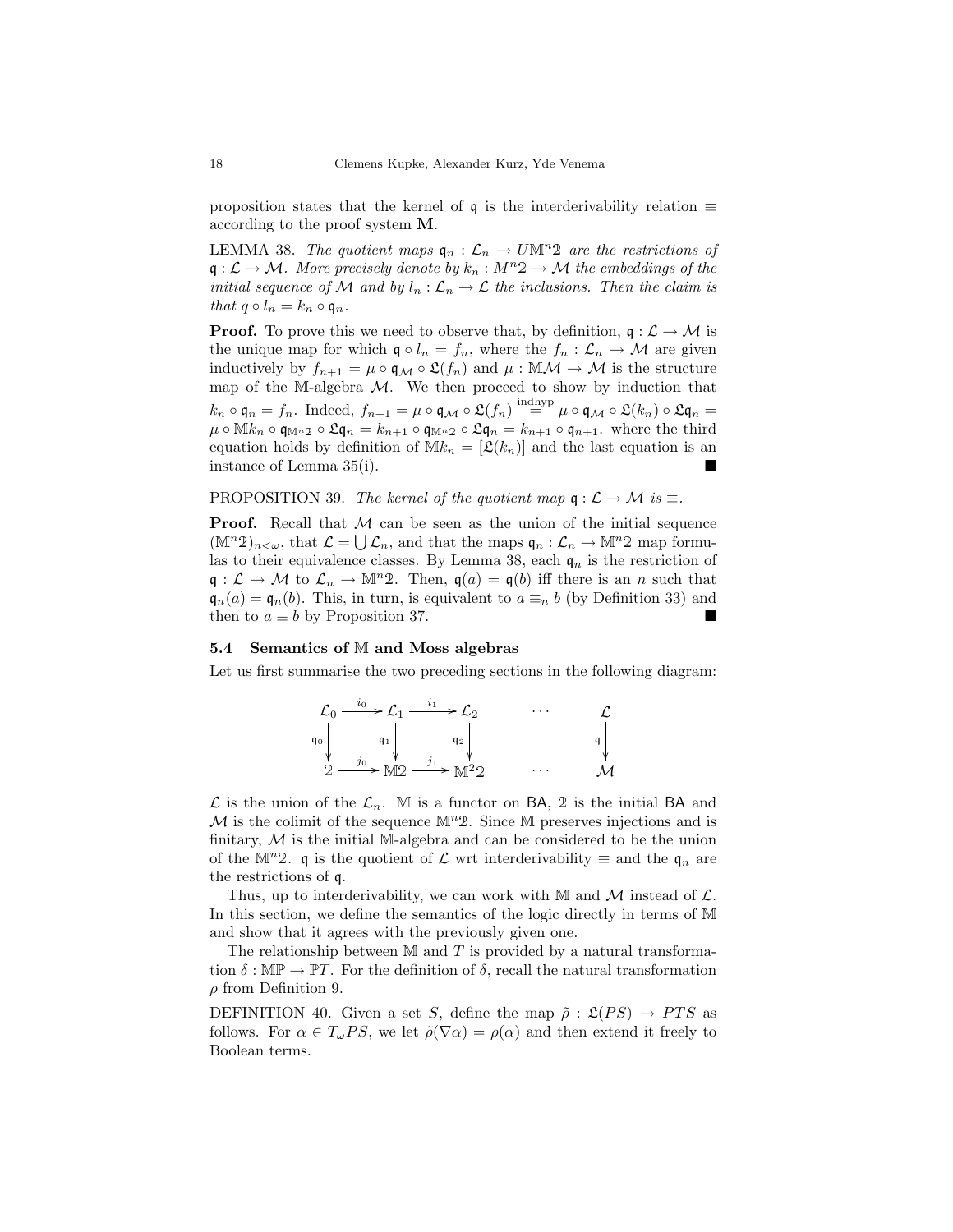proposition states that the kernel of $\mathfrak{q}$ is the interderivability relation $\equiv$ according to the proof system **M**.

LEMMA 38. *The quotient maps $\mathfrak{q}_n : \mathcal{L}_n \to U\mathbb{M}^n\mathbb{2}$ are the restrictions of $\mathfrak{q} : \mathcal{L} \to \mathcal{M}$. More precisely denote by $k_n : M^n\mathbb{2} \to \mathcal{M}$ the embeddings of the initial sequence of $\mathcal{M}$ and by $l_n : \mathcal{L}_n \to \mathcal{L}$ the inclusions. Then the claim is that $q \circ l_n = k_n \circ \mathfrak{q}_n$.*

**Proof.** To prove this we need to observe that, by definition, $\mathfrak{q} : \mathcal{L} \to \mathcal{M}$ is the unique map for which $\mathfrak{q} \circ l_n = f_n$, where the $f_n : \mathcal{L}_n \to \mathcal{M}$ are given inductively by $f_{n+1} = \mu \circ \mathfrak{q}_{\mathcal{M}} \circ \mathfrak{L}(f_n)$ and $\mu : \mathbb{M}\mathcal{M} \to \mathcal{M}$ is the structure map of the $\mathbb{M}$-algebra $\mathcal{M}$. We then proceed to show by induction that $k_n \circ \mathfrak{q}_n = f_n$. Indeed, $f_{n+1} = \mu \circ \mathfrak{q}_{\mathcal{M}} \circ \mathfrak{L}(f_n) \stackrel{\text{indhyp}}{=} \mu \circ \mathfrak{q}_{\mathcal{M}} \circ \mathfrak{L}(k_n) \circ \mathfrak{L}\mathfrak{q}_n = \mu \circ \mathbb{M}k_n \circ \mathfrak{q}_{\mathbb{M}^n\mathbb{2}} \circ \mathfrak{L}\mathfrak{q}_n = k_{n+1} \circ \mathfrak{q}_{\mathbb{M}^n\mathbb{2}} \circ \mathfrak{L}\mathfrak{q}_n = k_{n+1} \circ \mathfrak{q}_{n+1}$. where the third equation holds by definition of $\mathbb{M}k_n = [\mathfrak{L}(k_n)]$ and the last equation is an instance of Lemma 35(i). ■

PROPOSITION 39. *The kernel of the quotient map $\mathfrak{q} : \mathcal{L} \to \mathcal{M}$ is $\equiv$.*

**Proof.** Recall that $\mathcal{M}$ can be seen as the union of the initial sequence $(\mathbb{M}^n\mathbb{2})_{n<\omega}$, that $\mathcal{L} = \bigcup \mathcal{L}_n$, and that the maps $\mathfrak{q}_n : \mathcal{L}_n \to \mathbb{M}^n\mathbb{2}$ map formulas to their equivalence classes. By Lemma 38, each $\mathfrak{q}_n$ is the restriction of $\mathfrak{q} : \mathcal{L} \to \mathcal{M}$ to $\mathcal{L}_n \to \mathbb{M}^n\mathbb{2}$. Then, $\mathfrak{q}(a) = \mathfrak{q}(b)$ iff there is an $n$ such that $\mathfrak{q}_n(a) = \mathfrak{q}_n(b)$. This, in turn, is equivalent to $a \equiv_n b$ (by Definition 33) and then to $a \equiv b$ by Proposition 37. ■

### 5.4 Semantics of $\mathbb{M}$ and Moss algebras

Let us first summarise the two preceding sections in the following diagram:

$$
\begin{array}{ccccccc}
\mathcal{L}_0 & \xrightarrow{i_0} & \mathcal{L}_1 & \xrightarrow{i_1} & \mathcal{L}_2 & \cdots & \mathcal{L} \\
\downarrow{\scriptstyle \mathfrak{q}_0} & & \downarrow{\scriptstyle \mathfrak{q}_1} & & \downarrow{\scriptstyle \mathfrak{q}_2} & & \downarrow{\scriptstyle \mathfrak{q}} \\
\mathbb{2} & \xrightarrow{j_0} & \mathbb{M}\mathbb{2} & \xrightarrow{j_1} & \mathbb{M}^2\mathbb{2} & \cdots & \mathcal{M}
\end{array}
$$

$\mathcal{L}$ is the union of the $\mathcal{L}_n$. $\mathbb{M}$ is a functor on $\mathsf{BA}$, $\mathbb{2}$ is the initial $\mathsf{BA}$ and $\mathcal{M}$ is the colimit of the sequence $\mathbb{M}^n\mathbb{2}$. Since $\mathbb{M}$ preserves injections and is finitary, $\mathcal{M}$ is the initial $\mathbb{M}$-algebra and can be considered to be the union of the $\mathbb{M}^n\mathbb{2}$. $\mathfrak{q}$ is the quotient of $\mathcal{L}$ wrt interderivability $\equiv$ and the $\mathfrak{q}_n$ are the restrictions of $\mathfrak{q}$.

Thus, up to interderivability, we can work with $\mathbb{M}$ and $\mathcal{M}$ instead of $\mathcal{L}$. In this section, we define the semantics of the logic directly in terms of $\mathbb{M}$ and show that it agrees with the previously given one.

The relationship between $\mathbb{M}$ and $T$ is provided by a natural transformation $\delta : \mathbb{M}\mathbb{P} \to \mathbb{P}T$. For the definition of $\delta$, recall the natural transformation $\rho$ from Definition 9.

DEFINITION 40. Given a set $S$, define the map $\tilde{\rho} : \mathfrak{L}(PS) \to PTS$ as follows. For $\alpha \in T_\omega PS$, we let $\tilde{\rho}(\nabla\alpha) = \rho(\alpha)$ and then extend it freely to Boolean terms.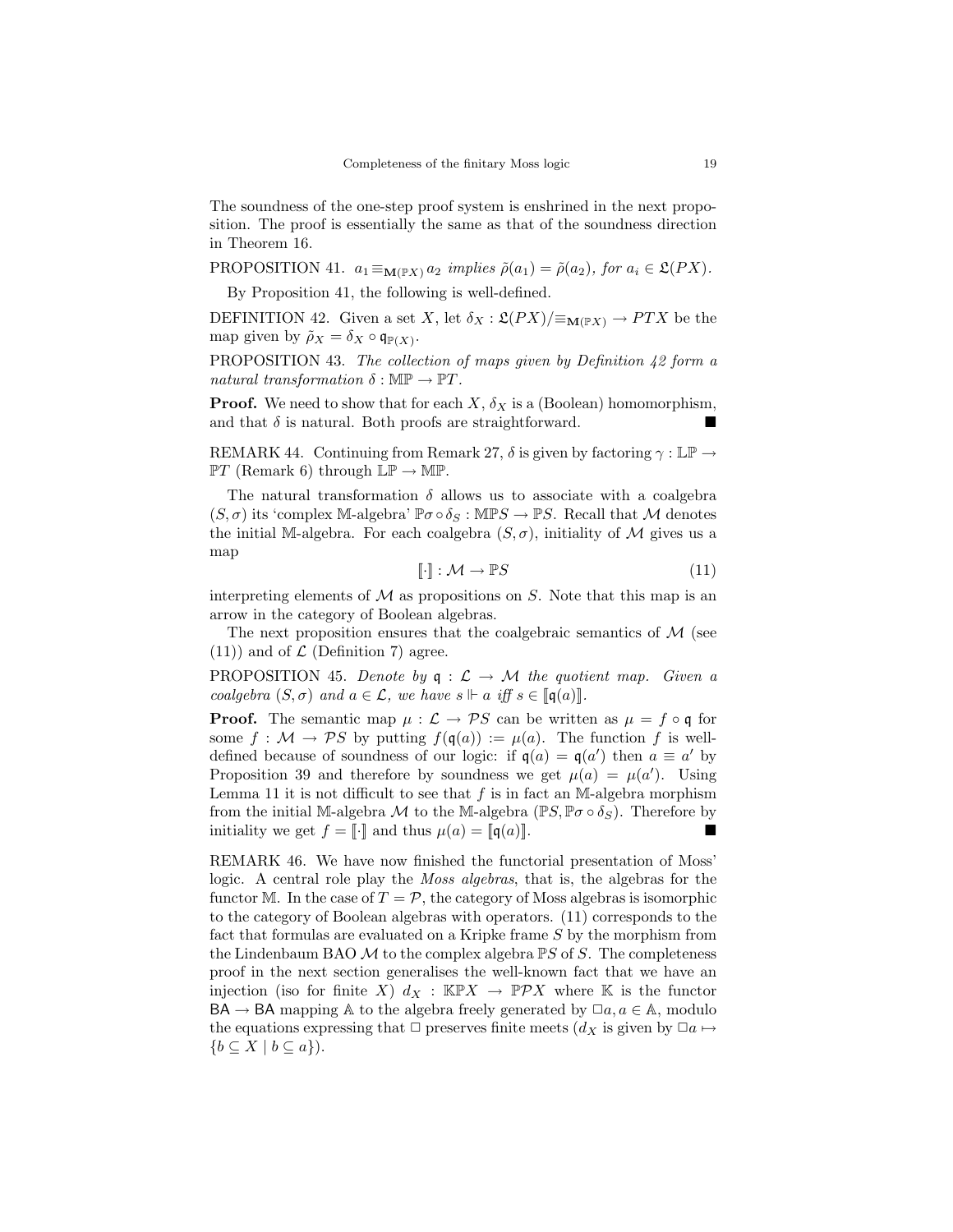The soundness of the one-step proof system is enshrined in the next proposition. The proof is essentially the same as that of the soundness direction in Theorem 16.

PROPOSITION 41. *$a_1 \equiv_{\mathbf{M}(\mathbb{P}X)} a_2$ implies $\tilde{\rho}(a_1) = \tilde{\rho}(a_2)$, for $a_i \in \mathfrak{L}(PX)$.*

By Proposition 41, the following is well-defined.

DEFINITION 42. Given a set $X$, let $\delta_X : \mathfrak{L}(PX)/{\equiv_{\mathbf{M}(\mathbb{P}X)}} \to PTX$ be the map given by $\tilde{\rho}_X = \delta_X \circ \mathfrak{q}_{\mathbb{P}(X)}$.

PROPOSITION 43. *The collection of maps given by Definition 42 form a natural transformation $\delta : \mathbb{MP} \to \mathbb{P}T$.*

**Proof.** We need to show that for each $X$, $\delta_X$ is a (Boolean) homomorphism, and that $\delta$ is natural. Both proofs are straightforward. ■

REMARK 44. Continuing from Remark 27, $\delta$ is given by factoring $\gamma : \mathbb{LP} \to \mathbb{P}T$ (Remark 6) through $\mathbb{LP} \to \mathbb{MP}$.

The natural transformation $\delta$ allows us to associate with a coalgebra $(S, \sigma)$ its 'complex $\mathbb{M}$-algebra' $\mathbb{P}\sigma \circ \delta_S : \mathbb{MP}S \to \mathbb{P}S$. Recall that $\mathcal{M}$ denotes the initial $\mathbb{M}$-algebra. For each coalgebra $(S, \sigma)$, initiality of $\mathcal{M}$ gives us a map

$$[\![\cdot]\!] : \mathcal{M} \to \mathbb{P}S \tag{11}$$

interpreting elements of $\mathcal{M}$ as propositions on $S$. Note that this map is an arrow in the category of Boolean algebras.

The next proposition ensures that the coalgebraic semantics of $\mathcal{M}$ (see (11)) and of $\mathcal{L}$ (Definition 7) agree.

PROPOSITION 45. *Denote by $\mathfrak{q} : \mathcal{L} \to \mathcal{M}$ the quotient map. Given a coalgebra $(S, \sigma)$ and $a \in \mathcal{L}$, we have $s \Vdash a$ iff $s \in [\![\mathfrak{q}(a)]\!]$.*

**Proof.** The semantic map $\mu : \mathcal{L} \to \mathcal{P}S$ can be written as $\mu = f \circ \mathfrak{q}$ for some $f : \mathcal{M} \to \mathcal{P}S$ by putting $f(\mathfrak{q}(a)) := \mu(a)$. The function $f$ is well-defined because of soundness of our logic: if $\mathfrak{q}(a) = \mathfrak{q}(a')$ then $a \equiv a'$ by Proposition 39 and therefore by soundness we get $\mu(a) = \mu(a')$. Using Lemma 11 it is not difficult to see that $f$ is in fact an $\mathbb{M}$-algebra morphism from the initial $\mathbb{M}$-algebra $\mathcal{M}$ to the $\mathbb{M}$-algebra $(\mathbb{P}S, \mathbb{P}\sigma \circ \delta_S)$. Therefore by initiality we get $f = [\![\cdot]\!]$ and thus $\mu(a) = [\![\mathfrak{q}(a)]\!]$. ■

REMARK 46. We have now finished the functorial presentation of Moss' logic. A central role play the *Moss algebras*, that is, the algebras for the functor $\mathbb{M}$. In the case of $T = \mathcal{P}$, the category of Moss algebras is isomorphic to the category of Boolean algebras with operators. (11) corresponds to the fact that formulas are evaluated on a Kripke frame $S$ by the morphism from the Lindenbaum BAO $\mathcal{M}$ to the complex algebra $\mathbb{P}S$ of $S$. The completeness proof in the next section generalises the well-known fact that we have an injection (iso for finite $X$) $d_X : \mathbb{KP}X \to \mathbb{P}\mathcal{P}X$ where $\mathbb{K}$ is the functor $\mathsf{BA} \to \mathsf{BA}$ mapping $\mathbb{A}$ to the algebra freely generated by $\Box a, a \in \mathbb{A}$, modulo the equations expressing that $\Box$ preserves finite meets ($d_X$ is given by $\Box a \mapsto \{b \subseteq X \mid b \subseteq a\}$).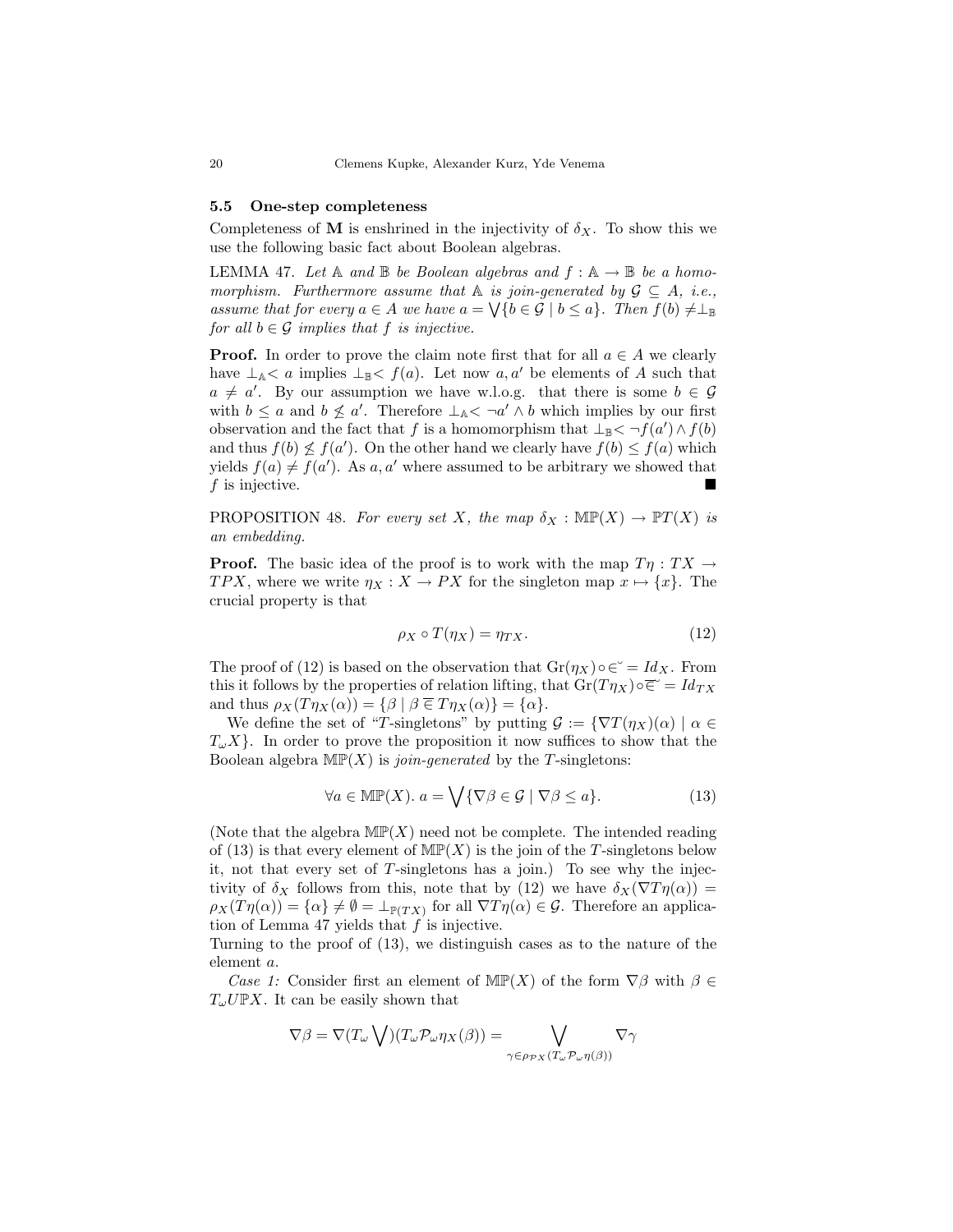### 5.5 One-step completeness

Completeness of $\mathbf{M}$ is enshrined in the injectivity of $\delta_X$. To show this we use the following basic fact about Boolean algebras.

LEMMA 47. *Let $\mathbb{A}$ and $\mathbb{B}$ be Boolean algebras and $f : \mathbb{A} \to \mathbb{B}$ be a homomorphism. Furthermore assume that $\mathbb{A}$ is join-generated by $\mathcal{G} \subseteq A$, i.e., assume that for every $a \in A$ we have $a = \bigvee\{b \in \mathcal{G} \mid b \leq a\}$. Then $f(b) \neq \perp_{\mathbb{B}}$ for all $b \in \mathcal{G}$ implies that $f$ is injective.*

**Proof.** In order to prove the claim note first that for all $a \in A$ we clearly have $\perp_{\mathbb{A}} < a$ implies $\perp_{\mathbb{B}} < f(a)$. Let now $a, a'$ be elements of $A$ such that $a \neq a'$. By our assumption we have w.l.o.g. that there is some $b \in \mathcal{G}$ with $b \leq a$ and $b \not\leq a'$. Therefore $\perp_{\mathbb{A}} < \neg a' \wedge b$ which implies by our first observation and the fact that $f$ is a homomorphism that $\perp_{\mathbb{B}} < \neg f(a') \wedge f(b)$ and thus $f(b) \not\leq f(a')$. On the other hand we clearly have $f(b) \leq f(a)$ which yields $f(a) \neq f(a')$. As $a, a'$ where assumed to be arbitrary we showed that $f$ is injective. ■

PROPOSITION 48. *For every set $X$, the map $\delta_X : \mathbb{MP}(X) \to \mathbb{P}T(X)$ is an embedding.*

**Proof.** The basic idea of the proof is to work with the map $T\eta : TX \to TPX$, where we write $\eta_X : X \to PX$ for the singleton map $x \mapsto \{x\}$. The crucial property is that

$$\rho_X \circ T(\eta_X) = \eta_{TX}. \tag{12}$$

The proof of (12) is based on the observation that $\mathrm{Gr}(\eta_X) \circ \breve{\in} = Id_X$. From this it follows by the properties of relation lifting, that $\mathrm{Gr}(T\eta_X) \circ \breve{\overline{\in}} = Id_{TX}$ and thus $\rho_X(T\eta_X(\alpha)) = \{\beta \mid \beta \mathrel{\overline{\in}} T\eta_X(\alpha)\} = \{\alpha\}$.

We define the set of "$T$-singletons" by putting $\mathcal{G} := \{\nabla T(\eta_X)(\alpha) \mid \alpha \in T_\omega X\}$. In order to prove the proposition it now suffices to show that the Boolean algebra $\mathbb{MP}(X)$ is *join-generated* by the $T$-singletons:

$$\forall a \in \mathbb{MP}(X).\ a = \bigvee\{\nabla\beta \in \mathcal{G} \mid \nabla\beta \leq a\}. \tag{13}$$

(Note that the algebra $\mathbb{MP}(X)$ need not be complete. The intended reading of (13) is that every element of $\mathbb{MP}(X)$ is the join of the $T$-singletons below it, not that every set of $T$-singletons has a join.) To see why the injectivity of $\delta_X$ follows from this, note that by (12) we have $\delta_X(\nabla T\eta(\alpha)) = \rho_X(T\eta(\alpha)) = \{\alpha\} \neq \emptyset = \perp_{\mathbb{P}(TX)}$ for all $\nabla T\eta(\alpha) \in \mathcal{G}$. Therefore an application of Lemma 47 yields that $f$ is injective.

Turning to the proof of (13), we distinguish cases as to the nature of the element $a$.

*Case 1:* Consider first an element of $\mathbb{MP}(X)$ of the form $\nabla\beta$ with $\beta \in T_\omega U\mathbb{P}X$. It can be easily shown that

$$\nabla\beta = \nabla(T_\omega \bigvee)(T_\omega \mathcal{P}_\omega \eta_X(\beta)) = \bigvee_{\gamma \in \rho_{\mathcal{P}X}(T_\omega \mathcal{P}_\omega \eta(\beta))} \nabla\gamma$$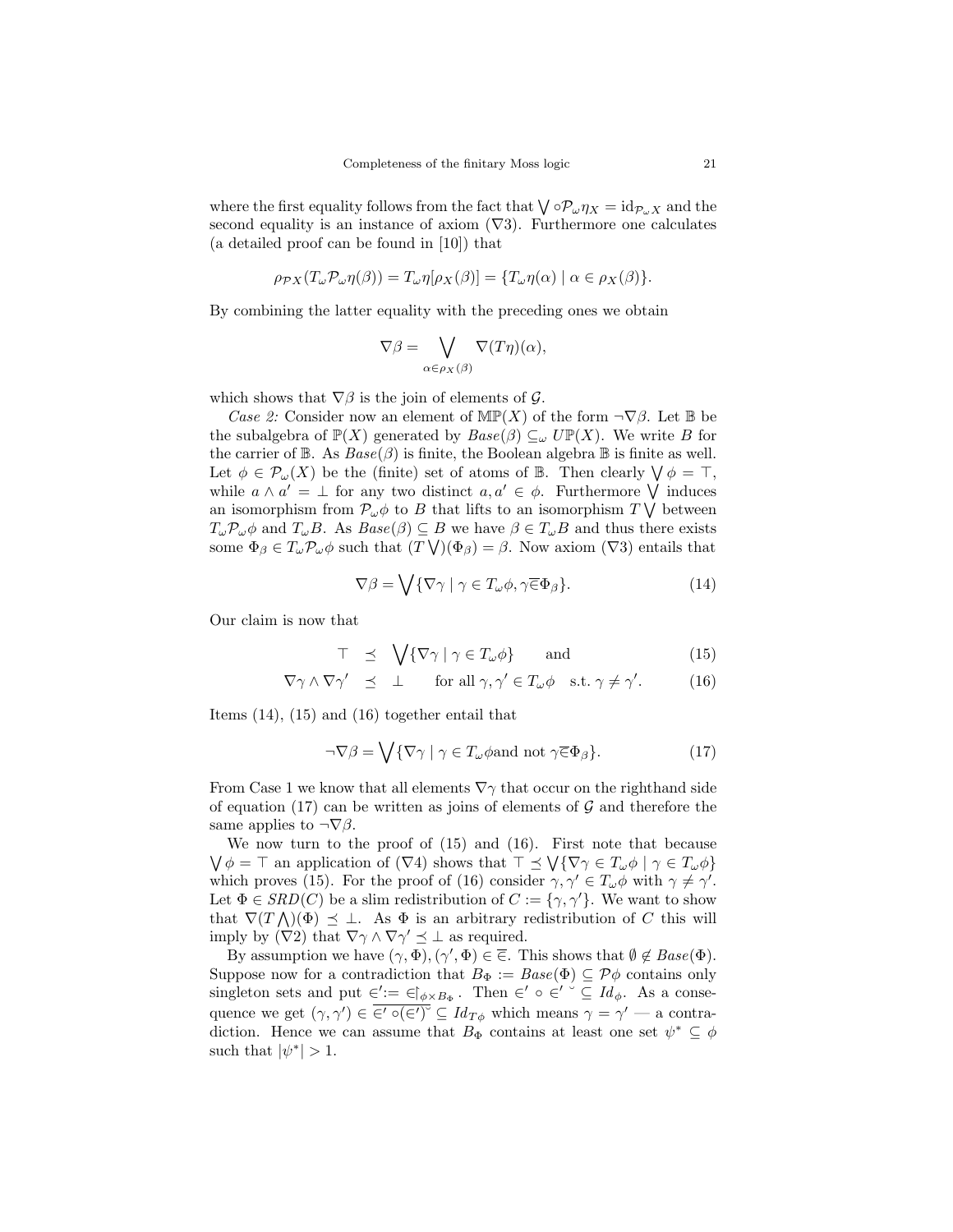where the first equality follows from the fact that $\bigvee \circ \mathcal{P}_\omega \eta_X = \mathrm{id}_{\mathcal{P}_\omega X}$ and the second equality is an instance of axiom ($\nabla 3$). Furthermore one calculates (a detailed proof can be found in [10]) that

$$\rho_{\mathcal{P}X}(T_\omega \mathcal{P}_\omega \eta(\beta)) = T_\omega \eta[\rho_X(\beta)] = \{T_\omega \eta(\alpha) \mid \alpha \in \rho_X(\beta)\}.$$

By combining the latter equality with the preceding ones we obtain

$$\nabla \beta = \bigvee_{\alpha \in \rho_X(\beta)} \nabla(T\eta)(\alpha),$$

which shows that $\nabla\beta$ is the join of elements of $\mathcal{G}$.

*Case 2:* Consider now an element of $\mathbb{MP}(X)$ of the form $\neg\nabla\beta$. Let $\mathbb{B}$ be the subalgebra of $\mathbb{P}(X)$ generated by $Base(\beta) \subseteq_\omega U\mathbb{P}(X)$. We write $B$ for the carrier of $\mathbb{B}$. As $Base(\beta)$ is finite, the Boolean algebra $\mathbb{B}$ is finite as well. Let $\phi \in \mathcal{P}_\omega(X)$ be the (finite) set of atoms of $\mathbb{B}$. Then clearly $\bigvee \phi = \top$, while $a \wedge a' = \bot$ for any two distinct $a, a' \in \phi$. Furthermore $\bigvee$ induces an isomorphism from $\mathcal{P}_\omega \phi$ to $B$ that lifts to an isomorphism $T \bigvee$ between $T_\omega \mathcal{P}_\omega \phi$ and $T_\omega B$. As $Base(\beta) \subseteq B$ we have $\beta \in T_\omega B$ and thus there exists some $\Phi_\beta \in T_\omega \mathcal{P}_\omega \phi$ such that $(T \bigvee)(\Phi_\beta) = \beta$. Now axiom ($\nabla 3$) entails that

$$\nabla\beta = \bigvee \{\nabla\gamma \mid \gamma \in T_\omega \phi, \gamma \overline{\in} \Phi_\beta\}. \tag{14}$$

Our claim is now that

$$\top \preceq \bigvee \{\nabla\gamma \mid \gamma \in T_\omega \phi\} \qquad \text{and} \tag{15}$$

$$\nabla\gamma \wedge \nabla\gamma' \preceq \bot \qquad \text{for all } \gamma, \gamma' \in T_\omega \phi \quad \text{s.t. } \gamma \neq \gamma'. \tag{16}$$

Items (14), (15) and (16) together entail that

$$\neg\nabla\beta = \bigvee \{\nabla\gamma \mid \gamma \in T_\omega \phi \text{and not } \gamma \overline{\in} \Phi_\beta\}. \tag{17}$$

From Case 1 we know that all elements $\nabla\gamma$ that occur on the righthand side of equation (17) can be written as joins of elements of $\mathcal{G}$ and therefore the same applies to $\neg\nabla\beta$.

We now turn to the proof of (15) and (16). First note that because $\bigvee \phi = \top$ an application of ($\nabla 4$) shows that $\top \preceq \bigvee \{\nabla\gamma \in T_\omega \phi \mid \gamma \in T_\omega \phi\}$ which proves (15). For the proof of (16) consider $\gamma, \gamma' \in T_\omega \phi$ with $\gamma \neq \gamma'$. Let $\Phi \in SRD(C)$ be a slim redistribution of $C := \{\gamma, \gamma'\}$. We want to show that $\nabla(T \bigwedge)(\Phi) \preceq \bot$. As $\Phi$ is an arbitrary redistribution of $C$ this will imply by ($\nabla 2$) that $\nabla\gamma \wedge \nabla\gamma' \preceq \bot$ as required.

By assumption we have $(\gamma, \Phi), (\gamma', \Phi) \in \overline{\in}$. This shows that $\emptyset \notin Base(\Phi)$. Suppose now for a contradiction that $B_\Phi := Base(\Phi) \subseteq \mathcal{P}\phi$ contains only singleton sets and put $\in' := \in\restriction_{\phi \times B_\Phi}$. Then $\in' \circ \in'^{\smallsmile} \subseteq Id_\phi$. As a consequence we get $(\gamma, \gamma') \in \overline{\in' \circ (\in')^{\smallsmile}} \subseteq Id_{T\phi}$ which means $\gamma = \gamma'$ — a contradiction. Hence we can assume that $B_\Phi$ contains at least one set $\psi^* \subseteq \phi$ such that $|\psi^*| > 1$.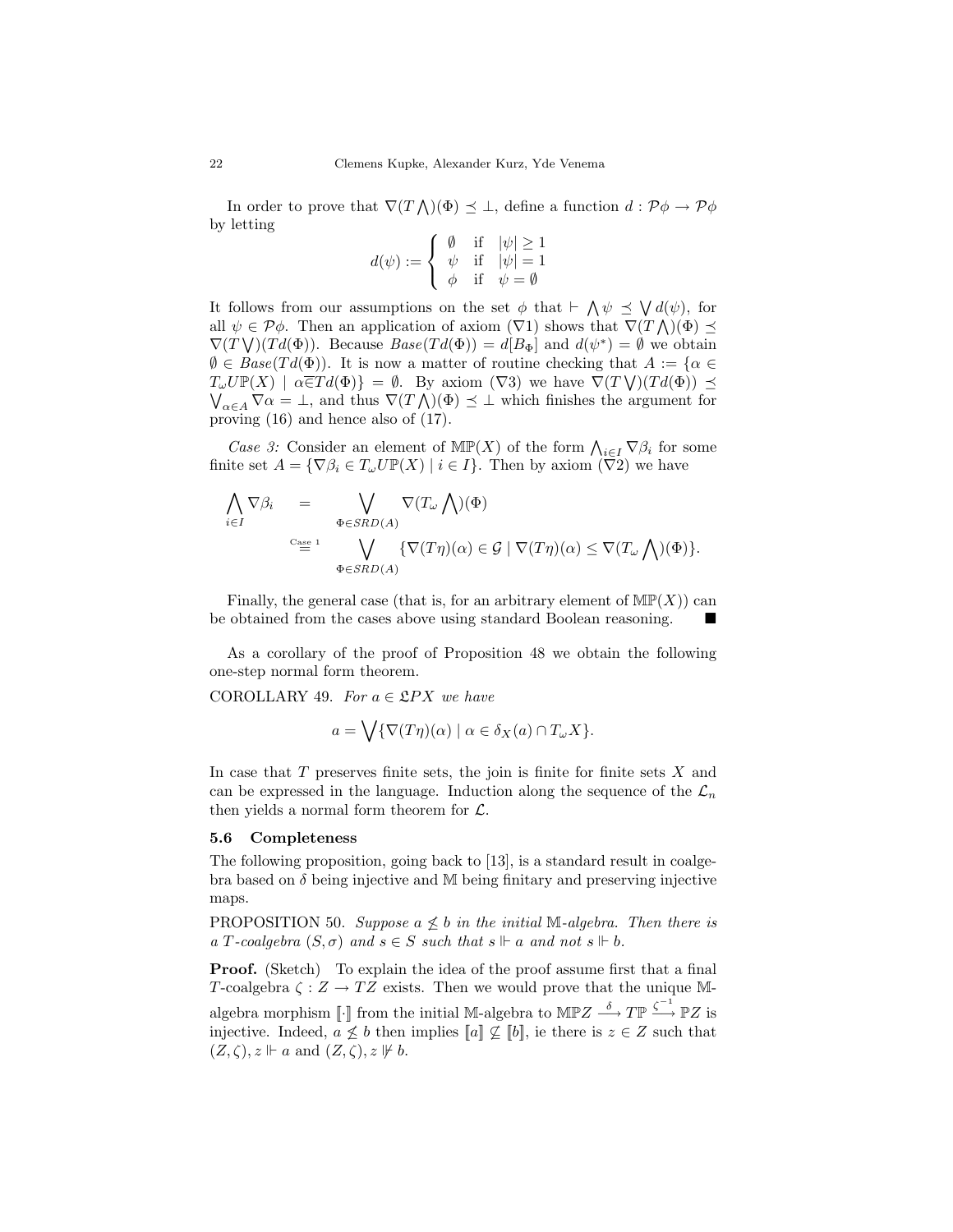In order to prove that $\nabla(T\bigwedge)(\Phi) \preceq \bot$, define a function $d : \mathcal{P}\phi \to \mathcal{P}\phi$ by letting

$$d(\psi) := \begin{cases} \emptyset & \text{if} \quad |\psi| \geq 1 \\ \psi & \text{if} \quad |\psi| = 1 \\ \phi & \text{if} \quad \psi = \emptyset \end{cases}$$

It follows from our assumptions on the set $\phi$ that $\vdash \bigwedge \psi \preceq \bigvee d(\psi)$, for all $\psi \in \mathcal{P}\phi$. Then an application of axiom ($\nabla 1$) shows that $\nabla(T\bigwedge)(\Phi) \preceq \nabla(T\bigvee)(Td(\Phi))$. Because $Base(Td(\Phi)) = d[B_\Phi]$ and $d(\psi^*) = \emptyset$ we obtain $\emptyset \in Base(Td(\Phi))$. It is now a matter of routine checking that $A := \{\alpha \in T_\omega U\mathbb{P}(X) \mid \alpha \overline{\in} Td(\Phi)\} = \emptyset$. By axiom ($\nabla 3$) we have $\nabla(T\bigvee)(Td(\Phi)) \preceq \bigvee_{\alpha \in A} \nabla\alpha = \bot$, and thus $\nabla(T\bigwedge)(\Phi) \preceq \bot$ which finishes the argument for proving (16) and hence also of (17).

*Case 3:* Consider an element of $\mathbb{MP}(X)$ of the form $\bigwedge_{i \in I} \nabla\beta_i$ for some finite set $A = \{\nabla\beta_i \in T_\omega U\mathbb{P}(X) \mid i \in I\}$. Then by axiom ($\nabla 2$) we have

$$\begin{aligned}
\bigwedge_{i \in I} \nabla\beta_i \quad &= \quad \bigvee_{\Phi \in SRD(A)} \nabla(T_\omega \bigwedge)(\Phi) \\
&\overset{\text{Case 1}}{=} \quad \bigvee_{\Phi \in SRD(A)} \{\nabla(T\eta)(\alpha) \in \mathcal{G} \mid \nabla(T\eta)(\alpha) \leq \nabla(T_\omega \bigwedge)(\Phi)\}.
\end{aligned}$$

Finally, the general case (that is, for an arbitrary element of $\mathbb{MP}(X)$) can be obtained from the cases above using standard Boolean reasoning. ■

As a corollary of the proof of Proposition 48 we obtain the following one-step normal form theorem.

COROLLARY 49. *For $a \in \mathfrak{L}PX$ we have*

$$a = \bigvee \{\nabla(T\eta)(\alpha) \mid \alpha \in \delta_X(a) \cap T_\omega X\}.$$

In case that $T$ preserves finite sets, the join is finite for finite sets $X$ and can be expressed in the language. Induction along the sequence of the $\mathcal{L}_n$ then yields a normal form theorem for $\mathcal{L}$.

### 5.6 Completeness

The following proposition, going back to [13], is a standard result in coalgebra based on $\delta$ being injective and $\mathbb{M}$ being finitary and preserving injective maps.

PROPOSITION 50. *Suppose $a \not\leq b$ in the initial $\mathbb{M}$-algebra. Then there is a $T$-coalgebra $(S, \sigma)$ and $s \in S$ such that $s \Vdash a$ and not $s \Vdash b$.*

**Proof.** (Sketch) To explain the idea of the proof assume first that a final $T$-coalgebra $\zeta : Z \to TZ$ exists. Then we would prove that the unique $\mathbb{M}$-algebra morphism $[\![\cdot]\!]$ from the initial $\mathbb{M}$-algebra to $\mathbb{MP}Z \xrightarrow{\delta} T\mathbb{P} \xrightarrow{\zeta^{-1}} \mathbb{P}Z$ is injective. Indeed, $a \not\leq b$ then implies $[\![a]\!] \not\subseteq [\![b]\!]$, ie there is $z \in Z$ such that $(Z, \zeta), z \Vdash a$ and $(Z, \zeta), z \not\Vdash b$.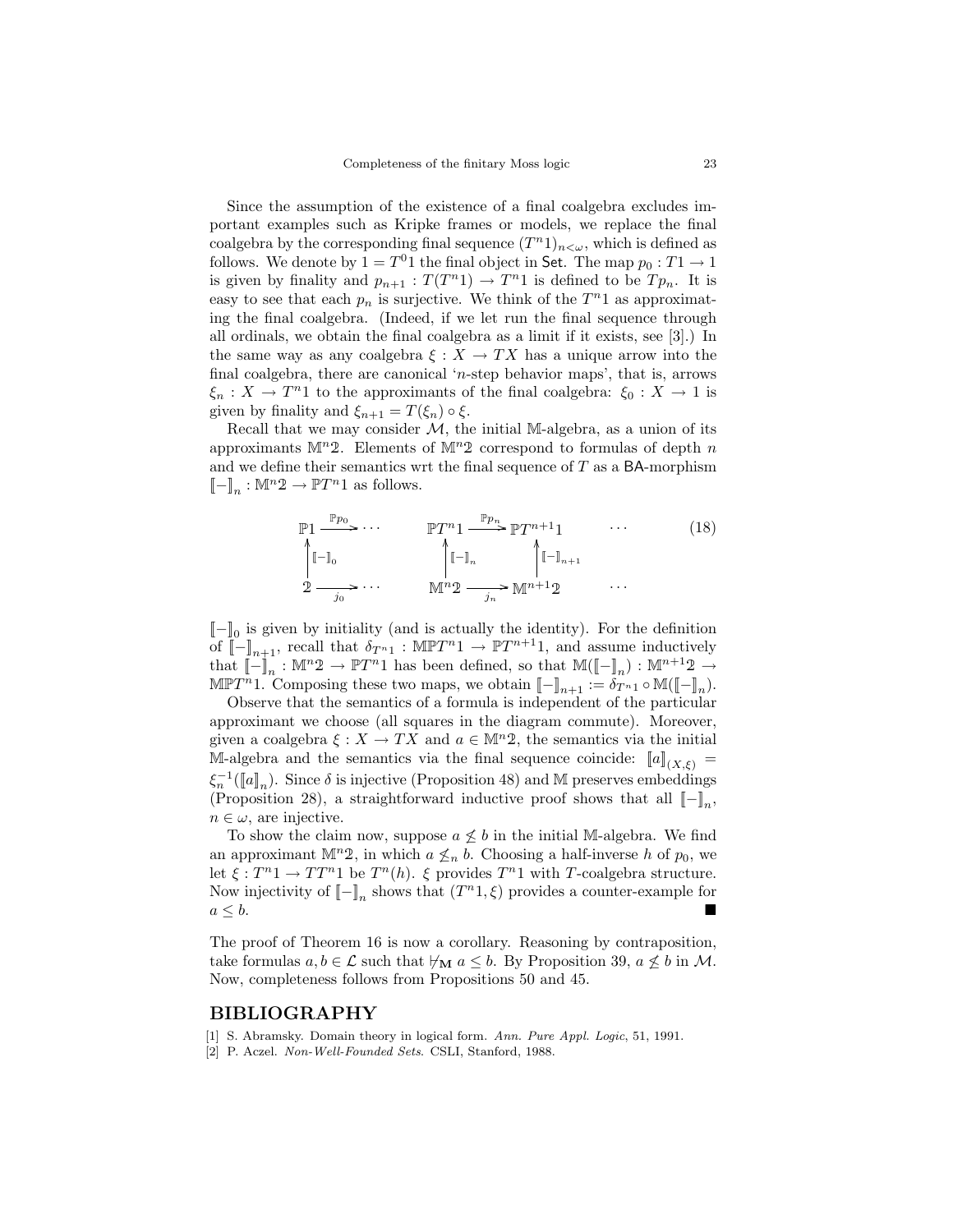Since the assumption of the existence of a final coalgebra excludes important examples such as Kripke frames or models, we replace the final coalgebra by the corresponding final sequence $(T^n 1)_{n<\omega}$, which is defined as follows. We denote by $1 = T^0 1$ the final object in $\mathsf{Set}$. The map $p_0 : T1 \to 1$ is given by finality and $p_{n+1} : T(T^n 1) \to T^n 1$ is defined to be $Tp_n$. It is easy to see that each $p_n$ is surjective. We think of the $T^n 1$ as approximating the final coalgebra. (Indeed, if we let run the final sequence through all ordinals, we obtain the final coalgebra as a limit if it exists, see [3].) In the same way as any coalgebra $\xi : X \to TX$ has a unique arrow into the final coalgebra, there are canonical '$n$-step behavior maps', that is, arrows $\xi_n : X \to T^n 1$ to the approximants of the final coalgebra: $\xi_0 : X \to 1$ is given by finality and $\xi_{n+1} = T(\xi_n) \circ \xi$.

Recall that we may consider $\mathcal{M}$, the initial $\mathbb{M}$-algebra, as a union of its approximants $\mathbb{M}^n 2$. Elements of $\mathbb{M}^n 2$ correspond to formulas of depth $n$ and we define their semantics wrt the final sequence of $T$ as a $\mathsf{BA}$-morphism $[\![-]\!]_n : \mathbb{M}^n 2 \to \mathbb{P}T^n 1$ as follows.

$$
\begin{array}{ccccccc}
\mathbb{P}1 & \xrightarrow{\mathbb{P}p_0} \cdots & & \mathbb{P}T^n 1 & \xrightarrow{\mathbb{P}p_n} & \mathbb{P}T^{n+1}1 & \cdots \\
\uparrow [\![-]\!]_0 & & & \uparrow [\![-]\!]_n & & \uparrow [\![-]\!]_{n+1} & \\
2 & \xrightarrow[j_0]{} \cdots & & \mathbb{M}^n 2 & \xrightarrow[j_n]{} & \mathbb{M}^{n+1}2 & \cdots
\end{array}
\tag{18}
$$

$[\![-]\!]_0$ is given by initiality (and is actually the identity). For the definition of $[\![-]\!]_{n+1}$, recall that $\delta_{T^n 1} : \mathbb{M}\mathbb{P}T^n 1 \to \mathbb{P}T^{n+1}1$, and assume inductively that $[\![-]\!]_n : \mathbb{M}^n 2 \to \mathbb{P}T^n 1$ has been defined, so that $\mathbb{M}([\![-]\!]_n) : \mathbb{M}^{n+1}2 \to \mathbb{M}\mathbb{P}T^n 1$. Composing these two maps, we obtain $[\![-]\!]_{n+1} := \delta_{T^n 1} \circ \mathbb{M}([\![-]\!]_n)$.

Observe that the semantics of a formula is independent of the particular approximant we choose (all squares in the diagram commute). Moreover, given a coalgebra $\xi : X \to TX$ and $a \in \mathbb{M}^n 2$, the semantics via the initial $\mathbb{M}$-algebra and the semantics via the final sequence coincide: $[\![a]\!]_{(X,\xi)} = \xi_n^{-1}([\![a]\!]_n)$. Since $\delta$ is injective (Proposition 48) and $\mathbb{M}$ preserves embeddings (Proposition 28), a straightforward inductive proof shows that all $[\![-]\!]_n$, $n \in \omega$, are injective.

To show the claim now, suppose $a \not\leq b$ in the initial $\mathbb{M}$-algebra. We find an approximant $\mathbb{M}^n 2$, in which $a \not\leq_n b$. Choosing a half-inverse $h$ of $p_0$, we let $\xi : T^n 1 \to TT^n 1$ be $T^n(h)$. $\xi$ provides $T^n 1$ with $T$-coalgebra structure. Now injectivity of $[\![-]\!]_n$ shows that $(T^n 1, \xi)$ provides a counter-example for $a \leq b$. ■

The proof of Theorem 16 is now a corollary. Reasoning by contraposition, take formulas $a, b \in \mathcal{L}$ such that $\not\vdash_{\mathbf{M}} a \leq b$. By Proposition 39, $a \not\leq b$ in $\mathcal{M}$. Now, completeness follows from Propositions 50 and 45.

## BIBLIOGRAPHY

[1] S. Abramsky. Domain theory in logical form. *Ann. Pure Appl. Logic*, 51, 1991.

[2] P. Aczel. *Non-Well-Founded Sets*. CSLI, Stanford, 1988.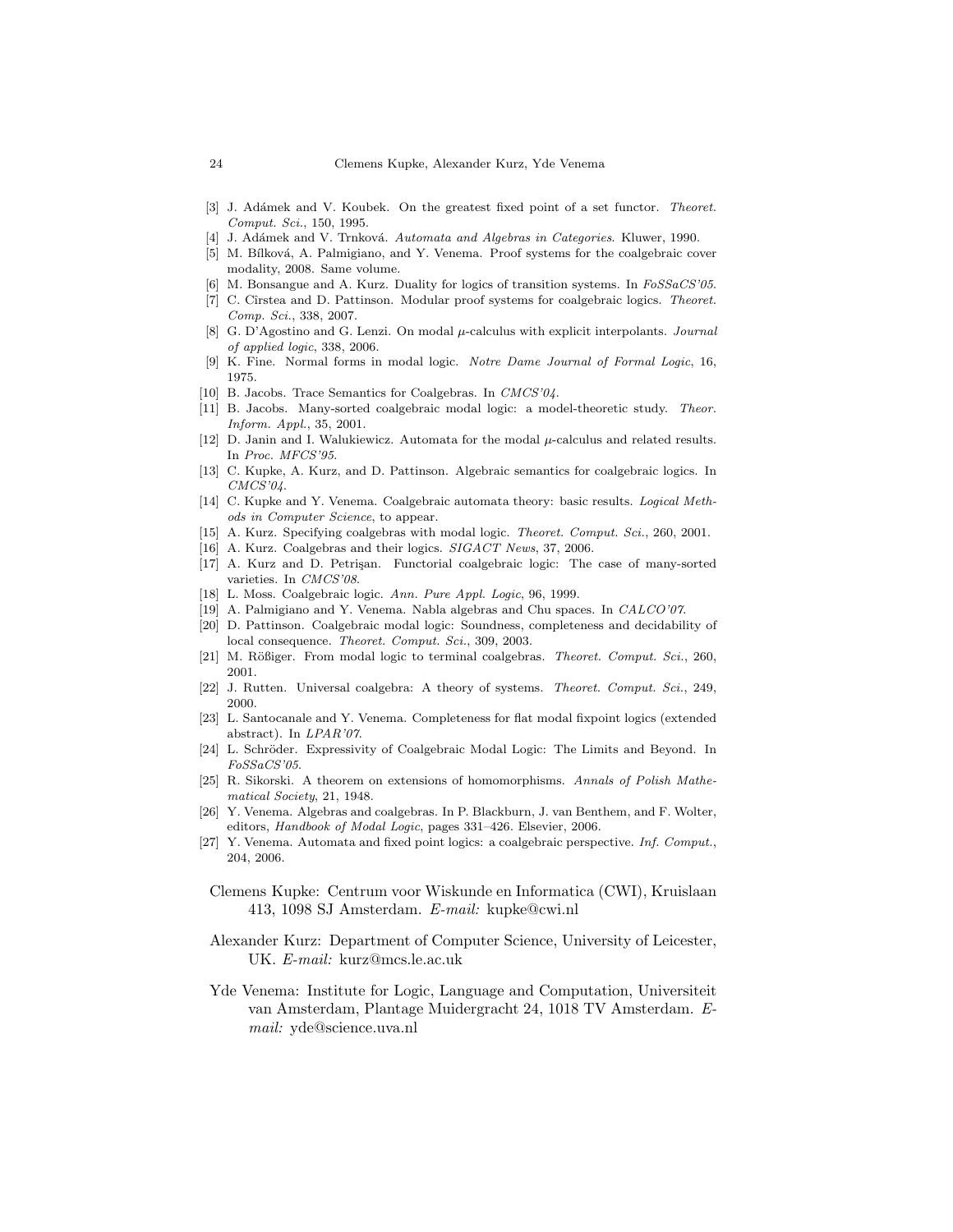[3] J. Adámek and V. Koubek. On the greatest fixed point of a set functor. *Theoret. Comput. Sci.*, 150, 1995.

[4] J. Adámek and V. Trnková. *Automata and Algebras in Categories*. Kluwer, 1990.

[5] M. Bílková, A. Palmigiano, and Y. Venema. Proof systems for the coalgebraic cover modality, 2008. Same volume.

[6] M. Bonsangue and A. Kurz. Duality for logics of transition systems. In *FoSSaCS'05*.

[7] C. Cîrstea and D. Pattinson. Modular proof systems for coalgebraic logics. *Theoret. Comp. Sci.*, 338, 2007.

[8] G. D'Agostino and G. Lenzi. On modal $\mu$-calculus with explicit interpolants. *Journal of applied logic*, 338, 2006.

[9] K. Fine. Normal forms in modal logic. *Notre Dame Journal of Formal Logic*, 16, 1975.

[10] B. Jacobs. Trace Semantics for Coalgebras. In *CMCS'04*.

[11] B. Jacobs. Many-sorted coalgebraic modal logic: a model-theoretic study. *Theor. Inform. Appl.*, 35, 2001.

[12] D. Janin and I. Walukiewicz. Automata for the modal $\mu$-calculus and related results. In *Proc. MFCS'95*.

[13] C. Kupke, A. Kurz, and D. Pattinson. Algebraic semantics for coalgebraic logics. In *CMCS'04*.

[14] C. Kupke and Y. Venema. Coalgebraic automata theory: basic results. *Logical Methods in Computer Science*, to appear.

[15] A. Kurz. Specifying coalgebras with modal logic. *Theoret. Comput. Sci.*, 260, 2001.

[16] A. Kurz. Coalgebras and their logics. *SIGACT News*, 37, 2006.

[17] A. Kurz and D. Petrişan. Functorial coalgebraic logic: The case of many-sorted varieties. In *CMCS'08*.

[18] L. Moss. Coalgebraic logic. *Ann. Pure Appl. Logic*, 96, 1999.

[19] A. Palmigiano and Y. Venema. Nabla algebras and Chu spaces. In *CALCO'07*.

[20] D. Pattinson. Coalgebraic modal logic: Soundness, completeness and decidability of local consequence. *Theoret. Comput. Sci.*, 309, 2003.

[21] M. Rößiger. From modal logic to terminal coalgebras. *Theoret. Comput. Sci.*, 260, 2001.

[22] J. Rutten. Universal coalgebra: A theory of systems. *Theoret. Comput. Sci.*, 249, 2000.

[23] L. Santocanale and Y. Venema. Completeness for flat modal fixpoint logics (extended abstract). In *LPAR'07*.

[24] L. Schröder. Expressivity of Coalgebraic Modal Logic: The Limits and Beyond. In *FoSSaCS'05*.

[25] R. Sikorski. A theorem on extensions of homomorphisms. *Annals of Polish Mathematical Society*, 21, 1948.

[26] Y. Venema. Algebras and coalgebras. In P. Blackburn, J. van Benthem, and F. Wolter, editors, *Handbook of Modal Logic*, pages 331–426. Elsevier, 2006.

[27] Y. Venema. Automata and fixed point logics: a coalgebraic perspective. *Inf. Comput.*, 204, 2006.

Clemens Kupke: Centrum voor Wiskunde en Informatica (CWI), Kruislaan 413, 1098 SJ Amsterdam. *E-mail:* kupke@cwi.nl

Alexander Kurz: Department of Computer Science, University of Leicester, UK. *E-mail:* kurz@mcs.le.ac.uk

Yde Venema: Institute for Logic, Language and Computation, Universiteit van Amsterdam, Plantage Muidergracht 24, 1018 TV Amsterdam. *E-mail:* yde@science.uva.nl